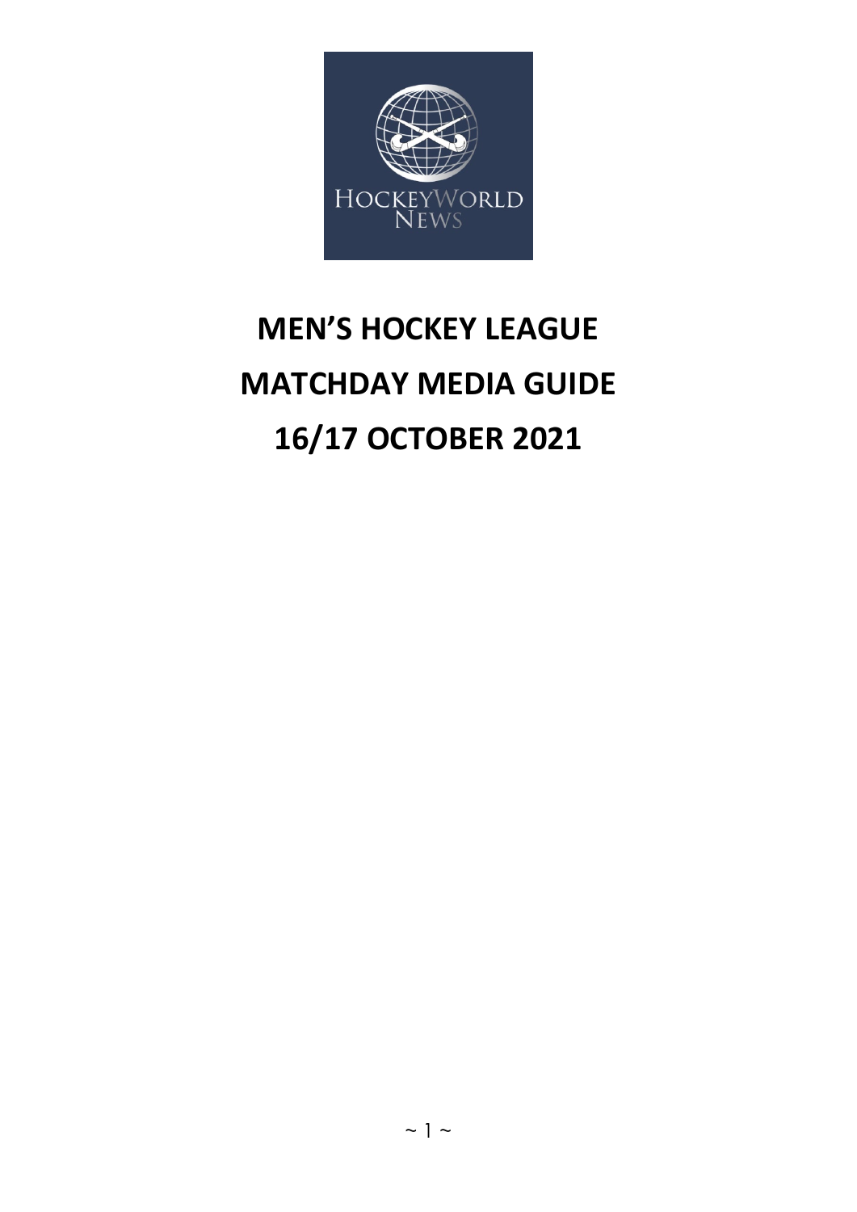# MEN'S HOCKEY LEAGUE

# MATCHDAY MEDIA GUIDE

# 16/17 OCTOBER 2021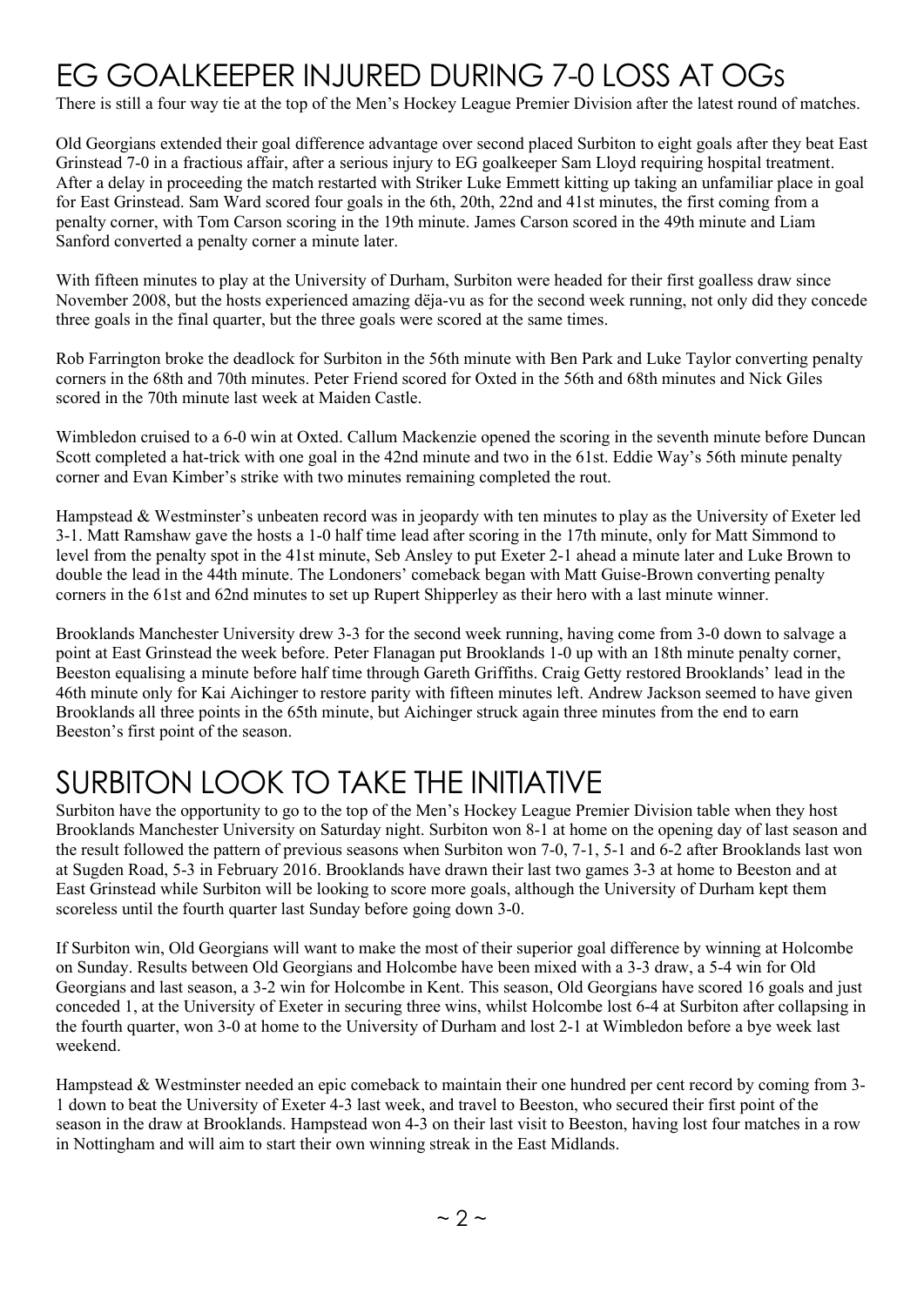# EG GOALKEEPER INJURED DURING 7-0 LOSS AT OGs

There is still a four way tie at the top of the Men's Hockey League Premier Division after the latest round of matches.

Old Georgians extended their goal difference advantage over second placed Surbiton to eight goals after they beat East Grinstead 7-0 in a fractious affair, after a serious injury to EG goalkeeper Sam Lloyd requiring hospital treatment. After a delay in proceeding the match restarted with Striker Luke Emmett kitting up taking an unfamiliar place in goal for East Grinstead. Sam Ward scored four goals in the 6th, 20th, 22nd and 41st minutes, the first coming from a penalty corner, with Tom Carson scoring in the 19th minute. James Carson scored in the 49th minute and Liam Sanford converted a penalty corner a minute later.

With fifteen minutes to play at the University of Durham, Surbiton were headed for their first goalless draw since November 2008, but the hosts experienced amazing dëja-vu as for the second week running, not only did they concede three goals in the final quarter, but the three goals were scored at the same times.

Rob Farrington broke the deadlock for Surbiton in the 56th minute with Ben Park and Luke Taylor converting penalty corners in the 68th and 70th minutes. Peter Friend scored for Oxted in the 56th and 68th minutes and Nick Giles scored in the 70th minute last week at Maiden Castle.

Wimbledon cruised to a 6-0 win at Oxted. Callum Mackenzie opened the scoring in the seventh minute before Duncan Scott completed a hat-trick with one goal in the 42nd minute and two in the 61st. Eddie Way's 56th minute penalty corner and Evan Kimber's strike with two minutes remaining completed the rout.

Hampstead & Westminster's unbeaten record was in jeopardy with ten minutes to play as the University of Exeter led 3-1. Matt Ramshaw gave the hosts a 1-0 half time lead after scoring in the 17th minute, only for Matt Simmond to level from the penalty spot in the 41st minute, Seb Ansley to put Exeter 2-1 ahead a minute later and Luke Brown to double the lead in the 44th minute. The Londoners' comeback began with Matt Guise-Brown converting penalty corners in the 61st and 62nd minutes to set up Rupert Shipperley as their hero with a last minute winner.

Brooklands Manchester University drew 3-3 for the second week running, having come from 3-0 down to salvage a point at East Grinstead the week before. Peter Flanagan put Brooklands 1-0 up with an 18th minute penalty corner, Beeston equalising a minute before half time through Gareth Griffiths. Craig Getty restored Brooklands' lead in the 46th minute only for Kai Aichinger to restore parity with fifteen minutes left. Andrew Jackson seemed to have given Brooklands all three points in the 65th minute, but Aichinger struck again three minutes from the end to earn Beeston's first point of the season.

# SURBITON LOOK TO TAKE THE INITIATIVE

Surbiton have the opportunity to go to the top of the Men's Hockey League Premier Division table when they host Brooklands Manchester University on Saturday night. Surbiton won 8-1 at home on the opening day of last season and the result followed the pattern of previous seasons when Surbiton won 7-0, 7-1, 5-1 and 6-2 after Brooklands last won at Sugden Road, 5-3 in February 2016. Brooklands have drawn their last two games 3-3 at home to Beeston and at East Grinstead while Surbiton will be looking to score more goals, although the University of Durham kept them scoreless until the fourth quarter last Sunday before going down 3-0.

If Surbiton win, Old Georgians will want to make the most of their superior goal difference by winning at Holcombe on Sunday. Results between Old Georgians and Holcombe have been mixed with a 3-3 draw, a 5-4 win for Old Georgians and last season, a 3-2 win for Holcombe in Kent. This season, Old Georgians have scored 16 goals and just conceded 1, at the University of Exeter in securing three wins, whilst Holcombe lost 6-4 at Surbiton after collapsing in the fourth quarter, won 3-0 at home to the University of Durham and lost 2-1 at Wimbledon before a bye week last weekend.

Hampstead & Westminster needed an epic comeback to maintain their one hundred per cent record by coming from 3-1 down to beat the University of Exeter 4-3 last week, and travel to Beeston, who secured their first point of the season in the draw at Brooklands. Hampstead won 4-3 on their last visit to Beeston, having lost four matches in a row in Nottingham and will aim to start their own winning streak in the East Midlands.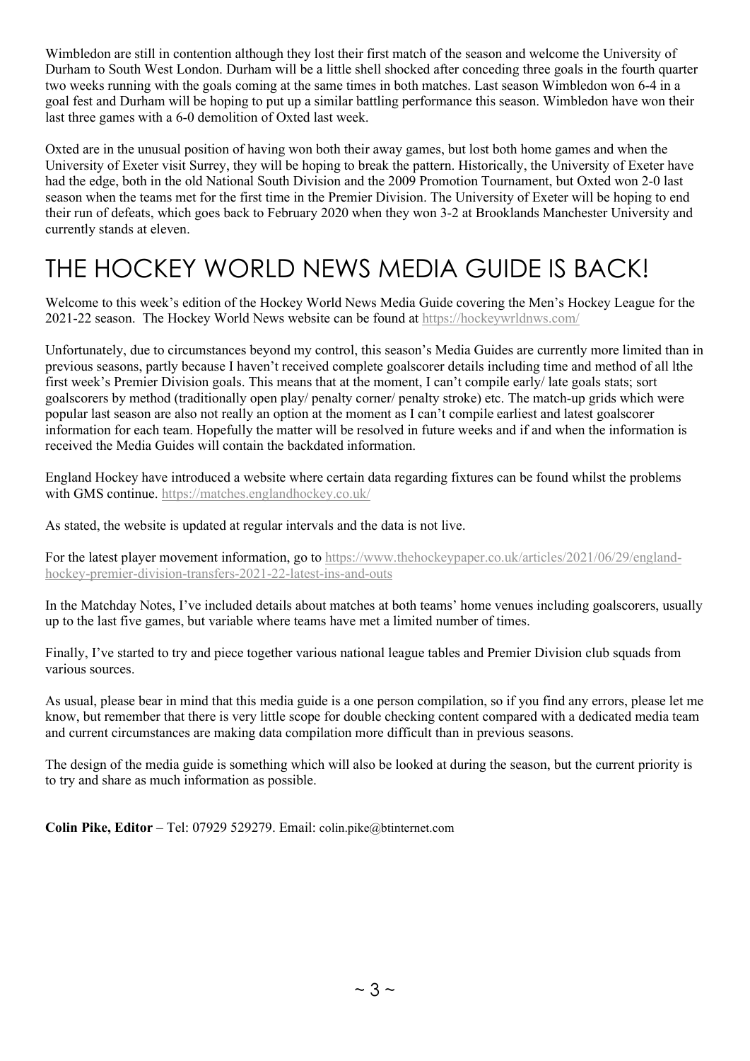Wimbledon are still in contention although they lost their first match of the season and welcome the University of Durham to South West London. Durham will be a little shell shocked after conceding three goals in the fourth quarter two weeks running with the goals coming at the same times in both matches. Last season Wimbledon won 6-4 in a goal fest and Durham will be hoping to put up a similar battling performance this season. Wimbledon have won their last three games with a 6-0 demolition of Oxted last week.

Oxted are in the unusual position of having won both their away games, but lost both home games and when the University of Exeter visit Surrey, they will be hoping to break the pattern. Historically, the University of Exeter have had the edge, both in the old National South Division and the 2009 Promotion Tournament, but Oxted won 2-0 last season when the teams met for the first time in the Premier Division. The University of Exeter will be hoping to end their run of defeats, which goes back to February 2020 when they won 3-2 at Brooklands Manchester University and currently stands at eleven.

# THE HOCKEY WORLD NEWS MEDIA GUIDE IS BACK!

Welcome to this week's edition of the Hockey World News Media Guide covering the Men's Hockey League for the 2021-22 season. The Hockey World News website can be found at https://hockeywrldnws.com/

Unfortunately, due to circumstances beyond my control, this season's Media Guides are currently more limited than in previous seasons, partly because I haven't received complete goalscorer details including time and method of all lthe first week's Premier Division goals. This means that at the moment, I can't compile early/ late goals stats; sort goalscorers by method (traditionally open play/ penalty corner/ penalty stroke) etc. The match-up grids which were popular last season are also not really an option at the moment as I can't compile earliest and latest goalscorer information for each team. Hopefully the matter will be resolved in future weeks and if and when the information is received the Media Guides will contain the backdated information.

England Hockey have introduced a website where certain data regarding fixtures can be found whilst the problems with GMS continue. https://matches.englandhockey.co.uk/

As stated, the website is updated at regular intervals and the data is not live.

For the latest player movement information, go to https://www.thehockeypaper.co.uk/articles/2021/06/29/england-hockey-premier-division-transfers-2021-22-latest-ins-and-outs

In the Matchday Notes, I've included details about matches at both teams' home venues including goalscorers, usually up to the last five games, but variable where teams have met a limited number of times.

Finally, I've started to try and piece together various national league tables and Premier Division club squads from various sources.

As usual, please bear in mind that this media guide is a one person compilation, so if you find any errors, please let me know, but remember that there is very little scope for double checking content compared with a dedicated media team and current circumstances are making data compilation more difficult than in previous seasons.

The design of the media guide is something which will also be looked at during the season, but the current priority is to try and share as much information as possible.

**Colin Pike, Editor** – Tel: 07929 529279. Email: colin.pike@btinternet.com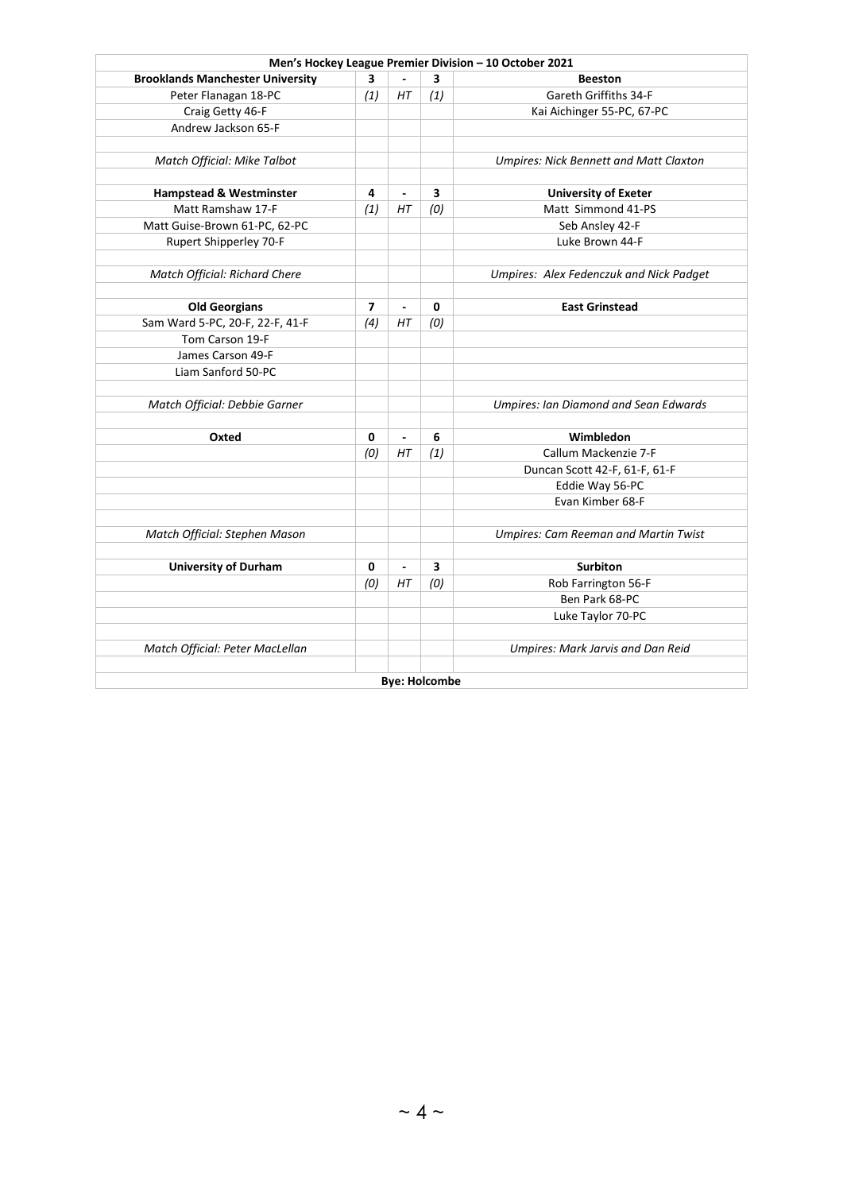| Men's Hockey League Premier Division – 10 October 2021 | | | | |
|---|---|---|---|---|
| **Brooklands Manchester University** | **3** | **-** | **3** | **Beeston** |
| Peter Flanagan 18-PC | *(1)* | *HT* | *(1)* | Gareth Griffiths 34-F |
| Craig Getty 46-F | | | | Kai Aichinger 55-PC, 67-PC |
| Andrew Jackson 65-F | | | | |
| | | | | |
| *Match Official: Mike Talbot* | | | | *Umpires: Nick Bennett and Matt Claxton* |
| | | | | |
| **Hampstead & Westminster** | **4** | **-** | **3** | **University of Exeter** |
| Matt Ramshaw 17-F | *(1)* | *HT* | *(0)* | Matt Simmond 41-PS |
| Matt Guise-Brown 61-PC, 62-PC | | | | Seb Ansley 42-F |
| Rupert Shipperley 70-F | | | | Luke Brown 44-F |
| | | | | |
| *Match Official: Richard Chere* | | | | *Umpires: Alex Fedenczuk and Nick Padget* |
| | | | | |
| **Old Georgians** | **7** | **-** | **0** | **East Grinstead** |
| Sam Ward 5-PC, 20-F, 22-F, 41-F | *(4)* | *HT* | *(0)* | |
| Tom Carson 19-F | | | | |
| James Carson 49-F | | | | |
| Liam Sanford 50-PC | | | | |
| | | | | |
| *Match Official: Debbie Garner* | | | | *Umpires: Ian Diamond and Sean Edwards* |
| | | | | |
| **Oxted** | **0** | **-** | **6** | **Wimbledon** |
| | *(0)* | *HT* | *(1)* | Callum Mackenzie 7-F |
| | | | | Duncan Scott 42-F, 61-F, 61-F |
| | | | | Eddie Way 56-PC |
| | | | | Evan Kimber 68-F |
| | | | | |
| *Match Official: Stephen Mason* | | | | *Umpires: Cam Reeman and Martin Twist* |
| | | | | |
| **University of Durham** | **0** | **-** | **3** | **Surbiton** |
| | *(0)* | *HT* | *(0)* | Rob Farrington 56-F |
| | | | | Ben Park 68-PC |
| | | | | Luke Taylor 70-PC |
| | | | | |
| *Match Official: Peter MacLellan* | | | | *Umpires: Mark Jarvis and Dan Reid* |
| | | | | |
| **Bye: Holcombe** | | | | |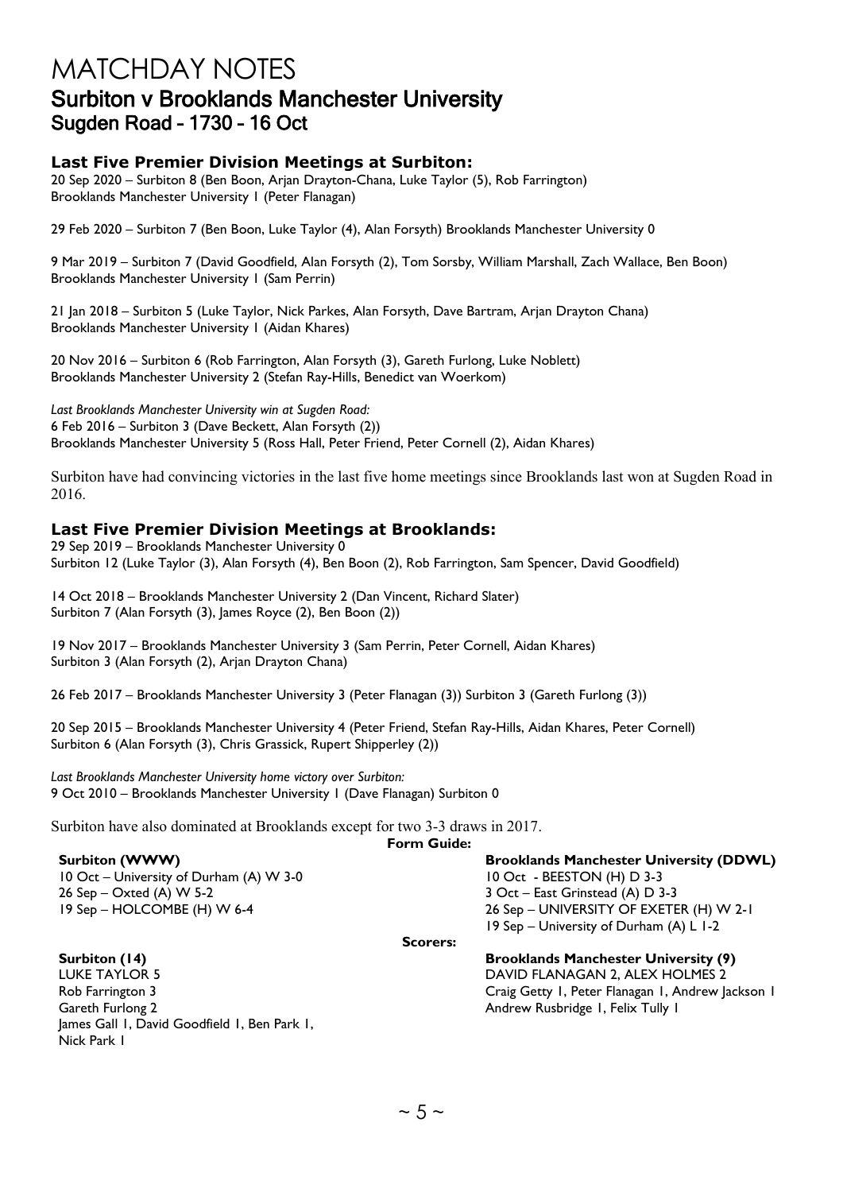# MATCHDAY NOTES

## Surbiton v Brooklands Manchester University

### Sugden Road – 1730 – 16 Oct

**Last Five Premier Division Meetings at Surbiton:**

20 Sep 2020 – Surbiton 8 (Ben Boon, Arjan Drayton-Chana, Luke Taylor (5), Rob Farrington)
Brooklands Manchester University 1 (Peter Flanagan)

29 Feb 2020 – Surbiton 7 (Ben Boon, Luke Taylor (4), Alan Forsyth) Brooklands Manchester University 0

9 Mar 2019 – Surbiton 7 (David Goodfield, Alan Forsyth (2), Tom Sorsby, William Marshall, Zach Wallace, Ben Boon)
Brooklands Manchester University 1 (Sam Perrin)

21 Jan 2018 – Surbiton 5 (Luke Taylor, Nick Parkes, Alan Forsyth, Dave Bartram, Arjan Drayton Chana)
Brooklands Manchester University 1 (Aidan Khares)

20 Nov 2016 – Surbiton 6 (Rob Farrington, Alan Forsyth (3), Gareth Furlong, Luke Noblett)
Brooklands Manchester University 2 (Stefan Ray-Hills, Benedict van Woerkom)

*Last Brooklands Manchester University win at Sugden Road:*
6 Feb 2016 – Surbiton 3 (Dave Beckett, Alan Forsyth (2))
Brooklands Manchester University 5 (Ross Hall, Peter Friend, Peter Cornell (2), Aidan Khares)

Surbiton have had convincing victories in the last five home meetings since Brooklands last won at Sugden Road in 2016.

**Last Five Premier Division Meetings at Brooklands:**

29 Sep 2019 – Brooklands Manchester University 0
Surbiton 12 (Luke Taylor (3), Alan Forsyth (4), Ben Boon (2), Rob Farrington, Sam Spencer, David Goodfield)

14 Oct 2018 – Brooklands Manchester University 2 (Dan Vincent, Richard Slater)
Surbiton 7 (Alan Forsyth (3), James Royce (2), Ben Boon (2))

19 Nov 2017 – Brooklands Manchester University 3 (Sam Perrin, Peter Cornell, Aidan Khares)
Surbiton 3 (Alan Forsyth (2), Arjan Drayton Chana)

26 Feb 2017 – Brooklands Manchester University 3 (Peter Flanagan (3)) Surbiton 3 (Gareth Furlong (3))

20 Sep 2015 – Brooklands Manchester University 4 (Peter Friend, Stefan Ray-Hills, Aidan Khares, Peter Cornell)
Surbiton 6 (Alan Forsyth (3), Chris Grassick, Rupert Shipperley (2))

*Last Brooklands Manchester University home victory over Surbiton:*
9 Oct 2010 – Brooklands Manchester University 1 (Dave Flanagan) Surbiton 0

Surbiton have also dominated at Brooklands except for two 3-3 draws in 2017.

**Form Guide:**

**Surbiton (WWW)**
10 Oct – University of Durham (A) W 3-0
26 Sep – Oxted (A) W 5-2
19 Sep – HOLCOMBE (H) W 6-4

**Brooklands Manchester University (DDWL)**
10 Oct - BEESTON (H) D 3-3
3 Oct – East Grinstead (A) D 3-3
26 Sep – UNIVERSITY OF EXETER (H) W 2-1
19 Sep – University of Durham (A) L 1-2

**Scorers:**

**Surbiton (14)**
LUKE TAYLOR 5
Rob Farrington 3
Gareth Furlong 2
James Gall 1, David Goodfield 1, Ben Park 1, Nick Park 1

**Brooklands Manchester University (9)**
DAVID FLANAGAN 2, ALEX HOLMES 2
Craig Getty 1, Peter Flanagan 1, Andrew Jackson 1
Andrew Rusbridge 1, Felix Tully 1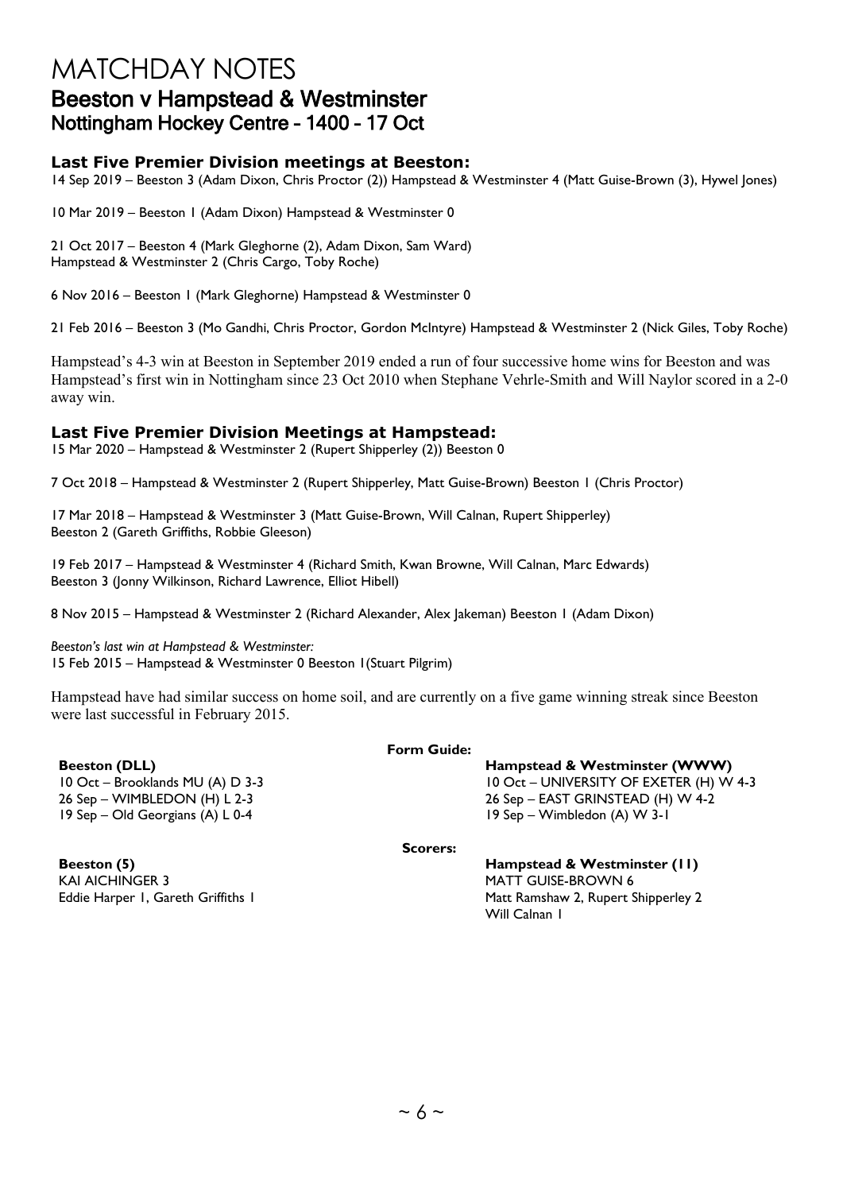# MATCHDAY NOTES

## Beeston v Hampstead & Westminster

### Nottingham Hockey Centre – 1400 – 17 Oct

**Last Five Premier Division meetings at Beeston:**

14 Sep 2019 – Beeston 3 (Adam Dixon, Chris Proctor (2)) Hampstead & Westminster 4 (Matt Guise-Brown (3), Hywel Jones)

10 Mar 2019 – Beeston 1 (Adam Dixon) Hampstead & Westminster 0

21 Oct 2017 – Beeston 4 (Mark Gleghorne (2), Adam Dixon, Sam Ward)
Hampstead & Westminster 2 (Chris Cargo, Toby Roche)

6 Nov 2016 – Beeston 1 (Mark Gleghorne) Hampstead & Westminster 0

21 Feb 2016 – Beeston 3 (Mo Gandhi, Chris Proctor, Gordon McIntyre) Hampstead & Westminster 2 (Nick Giles, Toby Roche)

Hampstead's 4-3 win at Beeston in September 2019 ended a run of four successive home wins for Beeston and was Hampstead's first win in Nottingham since 23 Oct 2010 when Stephane Vehrle-Smith and Will Naylor scored in a 2-0 away win.

**Last Five Premier Division Meetings at Hampstead:**

15 Mar 2020 – Hampstead & Westminster 2 (Rupert Shipperley (2)) Beeston 0

7 Oct 2018 – Hampstead & Westminster 2 (Rupert Shipperley, Matt Guise-Brown) Beeston 1 (Chris Proctor)

17 Mar 2018 – Hampstead & Westminster 3 (Matt Guise-Brown, Will Calnan, Rupert Shipperley)
Beeston 2 (Gareth Griffiths, Robbie Gleeson)

19 Feb 2017 – Hampstead & Westminster 4 (Richard Smith, Kwan Browne, Will Calnan, Marc Edwards)
Beeston 3 (Jonny Wilkinson, Richard Lawrence, Elliot Hibell)

8 Nov 2015 – Hampstead & Westminster 2 (Richard Alexander, Alex Jakeman) Beeston 1 (Adam Dixon)

*Beeston's last win at Hampstead & Westminster:*
15 Feb 2015 – Hampstead & Westminster 0 Beeston 1(Stuart Pilgrim)

Hampstead have had similar success on home soil, and are currently on a five game winning streak since Beeston were last successful in February 2015.

**Form Guide:**

**Beeston (DLL)**
10 Oct – Brooklands MU (A) D 3-3
26 Sep – WIMBLEDON (H) L 2-3
19 Sep – Old Georgians (A) L 0-4

**Hampstead & Westminster (WWW)**
10 Oct – UNIVERSITY OF EXETER (H) W 4-3
26 Sep – EAST GRINSTEAD (H) W 4-2
19 Sep – Wimbledon (A) W 3-1

**Scorers:**

**Beeston (5)**
KAI AICHINGER 3
Eddie Harper 1, Gareth Griffiths 1

**Hampstead & Westminster (11)**
MATT GUISE-BROWN 6
Matt Ramshaw 2, Rupert Shipperley 2
Will Calnan 1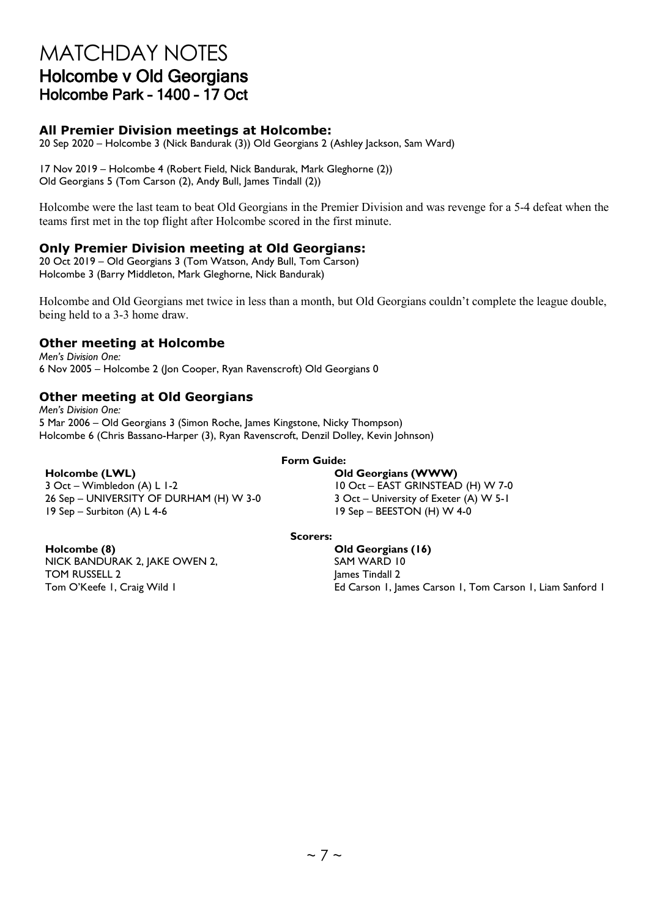# MATCHDAY NOTES

## Holcombe v Old Georgians

### Holcombe Park - 1400 - 17 Oct

### All Premier Division meetings at Holcombe:

20 Sep 2020 – Holcombe 3 (Nick Bandurak (3)) Old Georgians 2 (Ashley Jackson, Sam Ward)

17 Nov 2019 – Holcombe 4 (Robert Field, Nick Bandurak, Mark Gleghorne (2))
Old Georgians 5 (Tom Carson (2), Andy Bull, James Tindall (2))

Holcombe were the last team to beat Old Georgians in the Premier Division and was revenge for a 5-4 defeat when the teams first met in the top flight after Holcombe scored in the first minute.

### Only Premier Division meeting at Old Georgians:

20 Oct 2019 – Old Georgians 3 (Tom Watson, Andy Bull, Tom Carson)
Holcombe 3 (Barry Middleton, Mark Gleghorne, Nick Bandurak)

Holcombe and Old Georgians met twice in less than a month, but Old Georgians couldn't complete the league double, being held to a 3-3 home draw.

### Other meeting at Holcombe

*Men's Division One:*
6 Nov 2005 – Holcombe 2 (Jon Cooper, Ryan Ravenscroft) Old Georgians 0

### Other meeting at Old Georgians

*Men's Division One:*
5 Mar 2006 – Old Georgians 3 (Simon Roche, James Kingstone, Nicky Thompson)
Holcombe 6 (Chris Bassano-Harper (3), Ryan Ravenscroft, Denzil Dolley, Kevin Johnson)

**Form Guide:**

| **Holcombe (LWL)** | **Old Georgians (WWW)** |
|---|---|
| 3 Oct – Wimbledon (A) L 1-2 | 10 Oct – EAST GRINSTEAD (H) W 7-0 |
| 26 Sep – UNIVERSITY OF DURHAM (H) W 3-0 | 3 Oct – University of Exeter (A) W 5-1 |
| 19 Sep – Surbiton (A) L 4-6 | 19 Sep – BEESTON (H) W 4-0 |

**Scorers:**

| **Holcombe (8)** | **Old Georgians (16)** |
|---|---|
| NICK BANDURAK 2, JAKE OWEN 2, | SAM WARD 10 |
| TOM RUSSELL 2 | James Tindall 2 |
| Tom O'Keefe 1, Craig Wild 1 | Ed Carson 1, James Carson 1, Tom Carson 1, Liam Sanford 1 |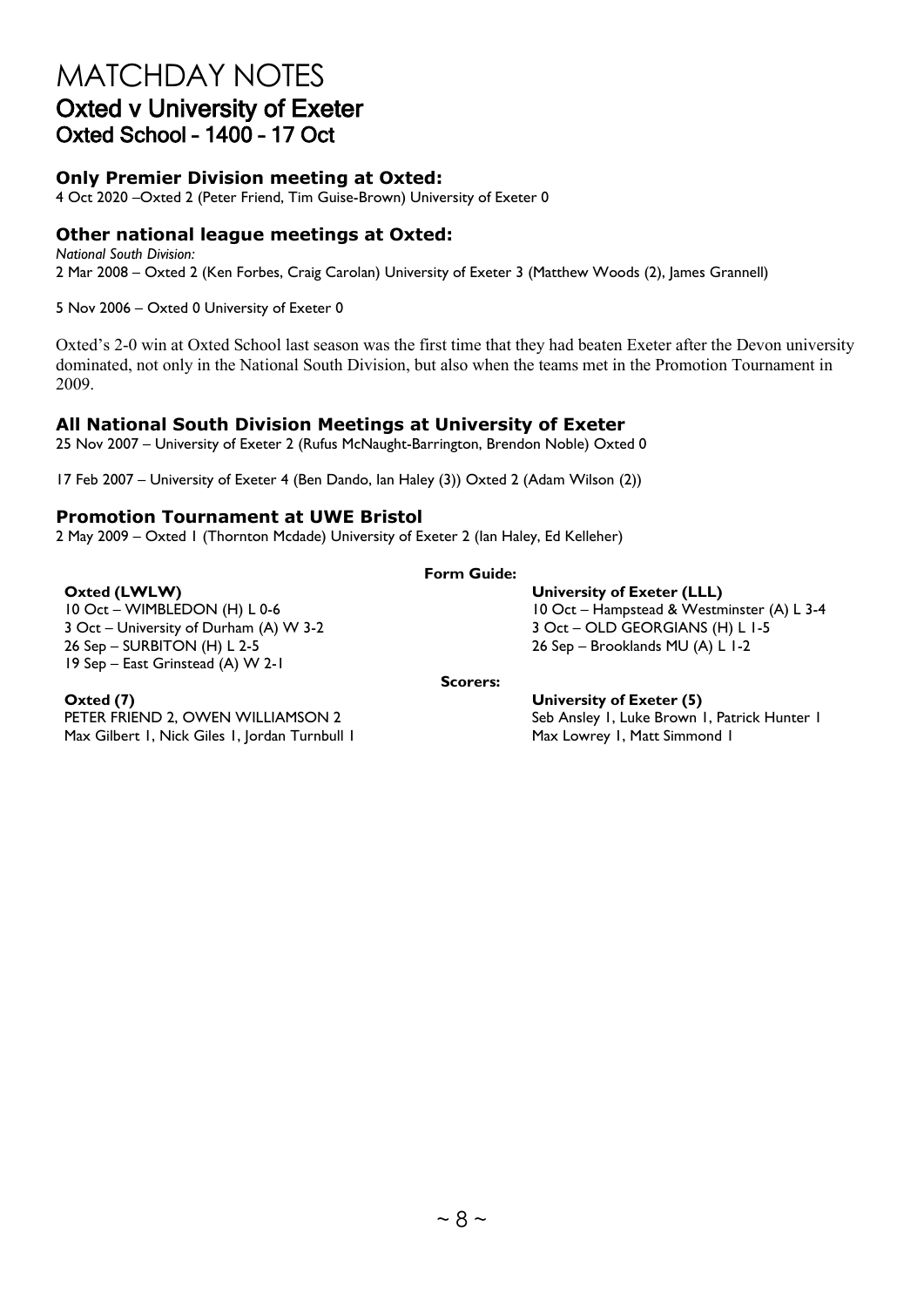# MATCHDAY NOTES

## Oxted v University of Exeter

### Oxted School - 1400 - 17 Oct

**Only Premier Division meeting at Oxted:**

4 Oct 2020 –Oxted 2 (Peter Friend, Tim Guise-Brown) University of Exeter 0

**Other national league meetings at Oxted:**

*National South Division:*

2 Mar 2008 – Oxted 2 (Ken Forbes, Craig Carolan) University of Exeter 3 (Matthew Woods (2), James Grannell)

5 Nov 2006 – Oxted 0 University of Exeter 0

Oxted's 2-0 win at Oxted School last season was the first time that they had beaten Exeter after the Devon university dominated, not only in the National South Division, but also when the teams met in the Promotion Tournament in 2009.

**All National South Division Meetings at University of Exeter**

25 Nov 2007 – University of Exeter 2 (Rufus McNaught-Barrington, Brendon Noble) Oxted 0

17 Feb 2007 – University of Exeter 4 (Ben Dando, Ian Haley (3)) Oxted 2 (Adam Wilson (2))

**Promotion Tournament at UWE Bristol**

2 May 2009 – Oxted 1 (Thornton Mcdade) University of Exeter 2 (Ian Haley, Ed Kelleher)

**Form Guide:**

**Oxted (LWLW)**

10 Oct – WIMBLEDON (H) L 0-6
3 Oct – University of Durham (A) W 3-2
26 Sep – SURBITON (H) L 2-5
19 Sep – East Grinstead (A) W 2-1

**University of Exeter (LLL)**

10 Oct – Hampstead & Westminster (A) L 3-4
3 Oct – OLD GEORGIANS (H) L 1-5
26 Sep – Brooklands MU (A) L 1-2

**Scorers:**

**Oxted (7)**

PETER FRIEND 2, OWEN WILLIAMSON 2
Max Gilbert 1, Nick Giles 1, Jordan Turnbull 1

**University of Exeter (5)**

Seb Ansley 1, Luke Brown 1, Patrick Hunter 1
Max Lowrey 1, Matt Simmond 1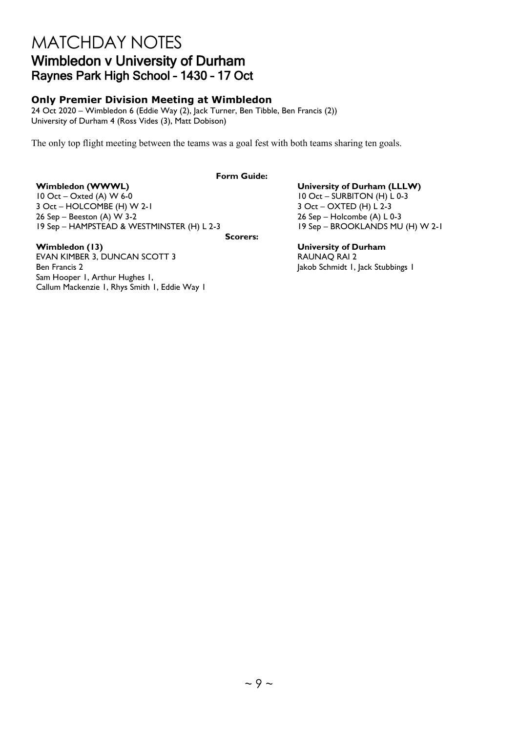# MATCHDAY NOTES

## Wimbledon v University of Durham

### Raynes Park High School - 1430 - 17 Oct

**Only Premier Division Meeting at Wimbledon**

24 Oct 2020 – Wimbledon 6 (Eddie Way (2), Jack Turner, Ben Tibble, Ben Francis (2))
University of Durham 4 (Ross Vides (3), Matt Dobison)

The only top flight meeting between the teams was a goal fest with both teams sharing ten goals.

**Form Guide:**

**Wimbledon (WWWL)**
10 Oct – Oxted (A) W 6-0
3 Oct – HOLCOMBE (H) W 2-1
26 Sep – Beeston (A) W 3-2
19 Sep – HAMPSTEAD & WESTMINSTER (H) L 2-3

**University of Durham (LLLW)**
10 Oct – SURBITON (H) L 0-3
3 Oct – OXTED (H) L 2-3
26 Sep – Holcombe (A) L 0-3
19 Sep – BROOKLANDS MU (H) W 2-1

**Scorers:**

**Wimbledon (13)**
EVAN KIMBER 3, DUNCAN SCOTT 3
Ben Francis 2
Sam Hooper 1, Arthur Hughes 1,
Callum Mackenzie 1, Rhys Smith 1, Eddie Way 1

**University of Durham**
RAUNAQ RAI 2
Jakob Schmidt 1, Jack Stubbings 1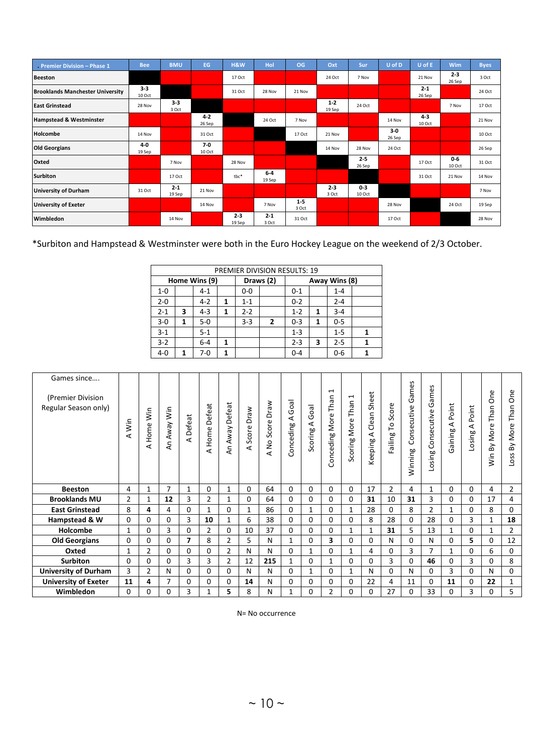| Premier Division – Phase 1 | Bee | BMU | EG | H&W | Hol | OG | Oxt | Sur | U of D | U of E | Wim | Byes |
|---|---|---|---|---|---|---|---|---|---|---|---|---|
| **Beeston** | | | | 17 Oct | | | 24 Oct | 7 Nov | | 21 Nov | **2-3** 26 Sep | 3 Oct |
| **Brooklands Manchester University** | **3-3** 10 Oct | | | 31 Oct | 28 Nov | 21 Nov | | | | **2-1** 26 Sep | | 24 Oct |
| **East Grinstead** | 28 Nov | **3-3** 3 Oct | | | | | **1-2** 19 Sep | 24 Oct | | | 7 Nov | 17 Oct |
| **Hampstead & Westminster** | | | **4-2** 26 Sep | | 24 Oct | 7 Nov | | | 14 Nov | **4-3** 10 Oct | | 21 Nov |
| **Holcombe** | 14 Nov | | 31 Oct | | | 17 Oct | 21 Nov | | **3-0** 26 Sep | | | 10 Oct |
| **Old Georgians** | **4-0** 19 Sep | | **7-0** 10 Oct | | | | 14 Nov | 28 Nov | 24 Oct | | | 26 Sep |
| **Oxted** | | 7 Nov | | 28 Nov | | | | **2-5** 26 Sep | | 17 Oct | **0-6** 10 Oct | 31 Oct |
| **Surbiton** | | 17 Oct | | tbc* | **6-4** 19 Sep | | | | | 31 Oct | 21 Nov | 14 Nov |
| **University of Durham** | 31 Oct | **2-1** 19 Sep | 21 Nov | | | | **2-3** 3 Oct | **0-3** 10 Oct | | | | 7 Nov |
| **University of Exeter** | | | 14 Nov | | 7 Nov | **1-5** 3 Oct | | | 28 Nov | | 24 Oct | 19 Sep |
| **Wimbledon** | | 14 Nov | | **2-3** 19 Sep | **2-1** 3 Oct | 31 Oct | | | 17 Oct | | | 28 Nov |

*Surbiton and Hampstead & Westminster were both in the Euro Hockey League on the weekend of 2/3 October.

| PREMIER DIVISION RESULTS: 19 | | | | | | | | | |
|---|---|---|---|---|---|---|---|---|---|
| **Home Wins (9)** | | | | **Draws (2)** | | **Away Wins (8)** | | | |
| 1-0 | | 4-1 | | 0-0 | | 0-1 | | 1-4 | |
| 2-0 | | 4-2 | **1** | 1-1 | | 0-2 | | 2-4 | |
| 2-1 | **3** | 4-3 | **1** | 2-2 | | 1-2 | **1** | 3-4 | |
| 3-0 | **1** | 5-0 | | 3-3 | **2** | 0-3 | **1** | 0-5 | |
| 3-1 | | 5-1 | | | | 1-3 | | 1-5 | **1** |
| 3-2 | | 6-4 | **1** | | | 2-3 | **3** | 2-5 | **1** |
| 4-0 | **1** | 7-0 | **1** | | | 0-4 | | 0-6 | **1** |

| Games since…. (Premier Division Regular Season only) | A Win | A Home Win | An Away Win | A Defeat | A Home Defeat | An Away Defeat | A Score Draw | A No Score Draw | Conceding A Goal | Scoring A Goal | Conceding More Than 1 | Scoring More Than 1 | Keeping A Clean Sheet | Failing To Score | Winning Consecutive Games | Losing Consecutive Games | Gaining A Point | Losing A Point | Win By More Than One | Loss By More Than One |
|---|---|---|---|---|---|---|---|---|---|---|---|---|---|---|---|---|---|---|---|---|
| **Beeston** | 4 | 1 | 7 | 1 | 0 | 1 | 0 | 64 | 0 | 0 | 0 | 0 | 17 | 2 | 4 | 1 | 0 | 0 | 4 | 2 |
| **Brooklands MU** | 2 | 1 | **12** | 3 | 2 | 1 | 0 | 64 | 0 | 0 | 0 | 0 | **31** | 10 | **31** | 3 | 0 | 0 | 17 | 4 |
| **East Grinstead** | 8 | **4** | 4 | 0 | 1 | 0 | 1 | 86 | 0 | 1 | 0 | 1 | 28 | 0 | 8 | 2 | 1 | 0 | 8 | 0 |
| **Hampstead & W** | 0 | 0 | 0 | 3 | **10** | 1 | 6 | 38 | 0 | 0 | 0 | 0 | 8 | 28 | 0 | 28 | 0 | 3 | 1 | **18** |
| **Holcombe** | 1 | 0 | 3 | 0 | 2 | 0 | 10 | 37 | 0 | 0 | 0 | 1 | 1 | **31** | 5 | 13 | 1 | 0 | 1 | 2 |
| **Old Georgians** | 0 | 0 | 0 | **7** | 8 | 2 | 5 | N | 1 | 0 | **3** | 0 | 0 | N | 0 | N | 0 | **5** | 0 | 12 |
| **Oxted** | 1 | 2 | 0 | 0 | 0 | 2 | N | N | 0 | 1 | 0 | 1 | 4 | 0 | 3 | 7 | 1 | 0 | 6 | 0 |
| **Surbiton** | 0 | 0 | 0 | 3 | 3 | 2 | 12 | **215** | 1 | 0 | 1 | 0 | 0 | 3 | 0 | **46** | 0 | 3 | 0 | 8 |
| **University of Durham** | 3 | 2 | N | 0 | 0 | 0 | N | N | 0 | 1 | 0 | 1 | N | 0 | N | 0 | 3 | 0 | N | 0 |
| **University of Exeter** | **11** | **4** | 7 | 0 | 0 | 0 | **14** | N | 0 | 0 | 0 | 0 | 22 | 4 | 11 | 0 | **11** | 0 | **22** | 1 |
| **Wimbledon** | 0 | 0 | 0 | 3 | 1 | **5** | 8 | N | 1 | 0 | 2 | 0 | 0 | 27 | 0 | 33 | 0 | 3 | 0 | 5 |

N= No occurrence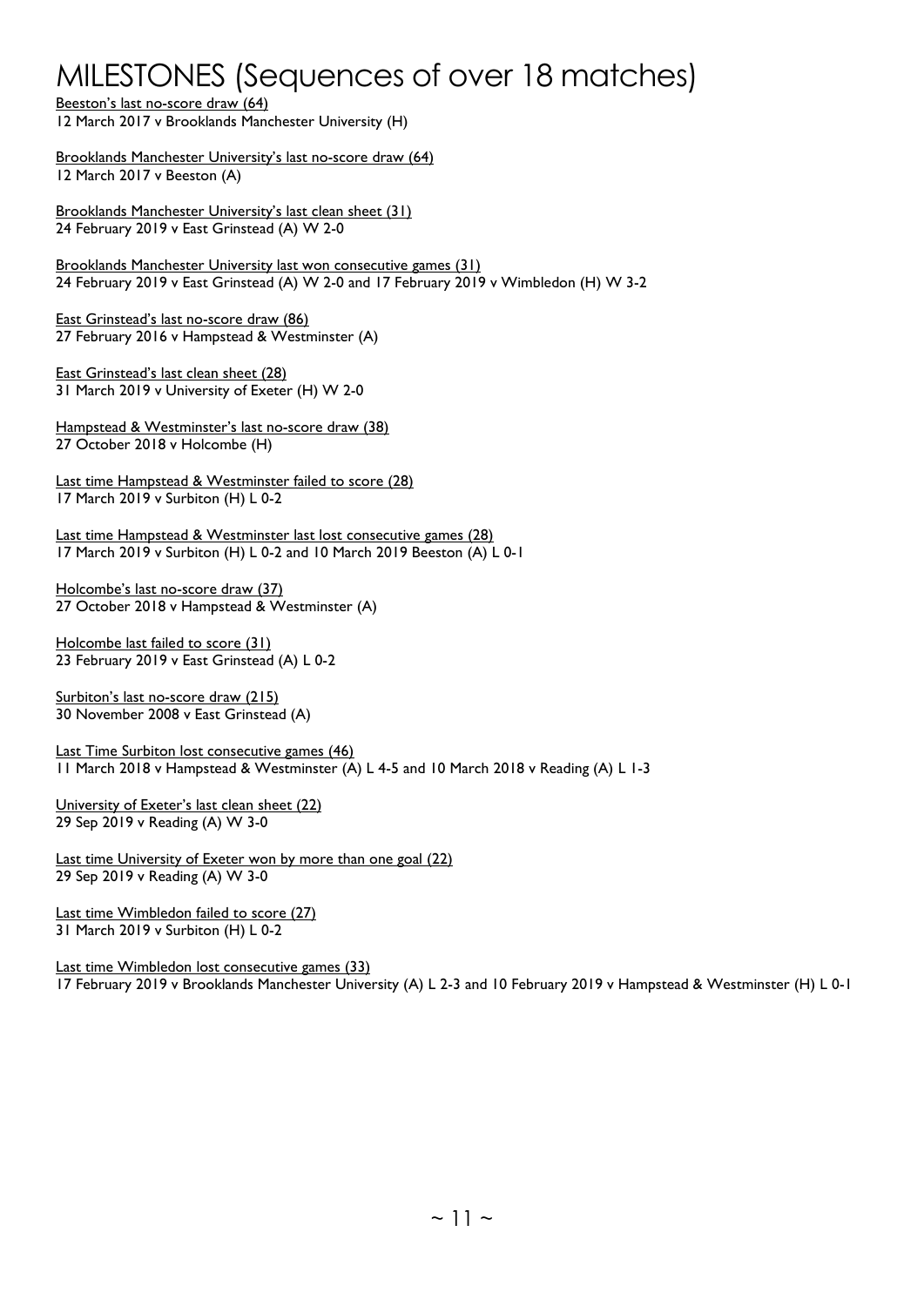# MILESTONES (Sequences of over 18 matches)

Beeston's last no-score draw (64)
12 March 2017 v Brooklands Manchester University (H)

Brooklands Manchester University's last no-score draw (64)
12 March 2017 v Beeston (A)

Brooklands Manchester University's last clean sheet (31)
24 February 2019 v East Grinstead (A) W 2-0

Brooklands Manchester University last won consecutive games (31)
24 February 2019 v East Grinstead (A) W 2-0 and 17 February 2019 v Wimbledon (H) W 3-2

East Grinstead's last no-score draw (86)
27 February 2016 v Hampstead & Westminster (A)

East Grinstead's last clean sheet (28)
31 March 2019 v University of Exeter (H) W 2-0

Hampstead & Westminster's last no-score draw (38)
27 October 2018 v Holcombe (H)

Last time Hampstead & Westminster failed to score (28)
17 March 2019 v Surbiton (H) L 0-2

Last time Hampstead & Westminster last lost consecutive games (28)
17 March 2019 v Surbiton (H) L 0-2 and 10 March 2019 Beeston (A) L 0-1

Holcombe's last no-score draw (37)
27 October 2018 v Hampstead & Westminster (A)

Holcombe last failed to score (31)
23 February 2019 v East Grinstead (A) L 0-2

Surbiton's last no-score draw (215)
30 November 2008 v East Grinstead (A)

Last Time Surbiton lost consecutive games (46)
11 March 2018 v Hampstead & Westminster (A) L 4-5 and 10 March 2018 v Reading (A) L 1-3

University of Exeter's last clean sheet (22)
29 Sep 2019 v Reading (A) W 3-0

Last time University of Exeter won by more than one goal (22)
29 Sep 2019 v Reading (A) W 3-0

Last time Wimbledon failed to score (27)
31 March 2019 v Surbiton (H) L 0-2

Last time Wimbledon lost consecutive games (33)
17 February 2019 v Brooklands Manchester University (A) L 2-3 and 10 February 2019 v Hampstead & Westminster (H) L 0-1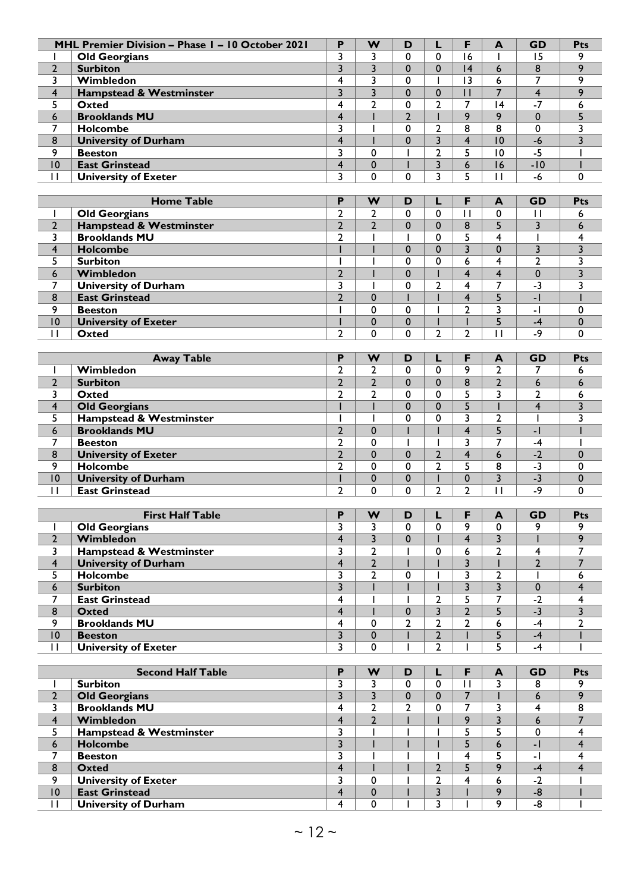| | MHL Premier Division – Phase 1 – 10 October 2021 | P | W | D | L | F | A | GD | Pts |
|---|---|---|---|---|---|---|---|---|---|
| 1 | **Old Georgians** | 3 | 3 | 0 | 0 | 16 | 1 | 15 | 9 |
| 2 | **Surbiton** | 3 | 3 | 0 | 0 | 14 | 6 | 8 | 9 |
| 3 | **Wimbledon** | 4 | 3 | 0 | 1 | 13 | 6 | 7 | 9 |
| 4 | **Hampstead & Westminster** | 3 | 3 | 0 | 0 | 11 | 7 | 4 | 9 |
| 5 | **Oxted** | 4 | 2 | 0 | 2 | 7 | 14 | -7 | 6 |
| 6 | **Brooklands MU** | 4 | 1 | 2 | 1 | 9 | 9 | 0 | 5 |
| 7 | **Holcombe** | 3 | 1 | 0 | 2 | 8 | 8 | 0 | 3 |
| 8 | **University of Durham** | 4 | 1 | 0 | 3 | 4 | 10 | -6 | 3 |
| 9 | **Beeston** | 3 | 0 | 1 | 2 | 5 | 10 | -5 | 1 |
| 10 | **East Grinstead** | 4 | 0 | 1 | 3 | 6 | 16 | -10 | 1 |
| 11 | **University of Exeter** | 3 | 0 | 0 | 3 | 5 | 11 | -6 | 0 |

| | Home Table | P | W | D | L | F | A | GD | Pts |
|---|---|---|---|---|---|---|---|---|---|
| 1 | **Old Georgians** | 2 | 2 | 0 | 0 | 11 | 0 | 11 | 6 |
| 2 | **Hampstead & Westminster** | 2 | 2 | 0 | 0 | 8 | 5 | 3 | 6 |
| 3 | **Brooklands MU** | 2 | 1 | 1 | 0 | 5 | 4 | 1 | 4 |
| 4 | **Holcombe** | 1 | 1 | 0 | 0 | 3 | 0 | 3 | 3 |
| 5 | **Surbiton** | 1 | 1 | 0 | 0 | 6 | 4 | 2 | 3 |
| 6 | **Wimbledon** | 2 | 1 | 0 | 1 | 4 | 4 | 0 | 3 |
| 7 | **University of Durham** | 3 | 1 | 0 | 2 | 4 | 7 | -3 | 3 |
| 8 | **East Grinstead** | 2 | 0 | 1 | 1 | 4 | 5 | -1 | 1 |
| 9 | **Beeston** | 1 | 0 | 0 | 1 | 2 | 3 | -1 | 0 |
| 10 | **University of Exeter** | 1 | 0 | 0 | 1 | 1 | 5 | -4 | 0 |
| 11 | **Oxted** | 2 | 0 | 0 | 2 | 2 | 11 | -9 | 0 |

| | Away Table | P | W | D | L | F | A | GD | Pts |
|---|---|---|---|---|---|---|---|---|---|
| 1 | **Wimbledon** | 2 | 2 | 0 | 0 | 9 | 2 | 7 | 6 |
| 2 | **Surbiton** | 2 | 2 | 0 | 0 | 8 | 2 | 6 | 6 |
| 3 | **Oxted** | 2 | 2 | 0 | 0 | 5 | 3 | 2 | 6 |
| 4 | **Old Georgians** | 1 | 1 | 0 | 0 | 5 | 1 | 4 | 3 |
| 5 | **Hampstead & Westminster** | 1 | 1 | 0 | 0 | 3 | 2 | 1 | 3 |
| 6 | **Brooklands MU** | 2 | 0 | 1 | 1 | 4 | 5 | -1 | 1 |
| 7 | **Beeston** | 2 | 0 | 1 | 1 | 3 | 7 | -4 | 1 |
| 8 | **University of Exeter** | 2 | 0 | 0 | 2 | 4 | 6 | -2 | 0 |
| 9 | **Holcombe** | 2 | 0 | 0 | 2 | 5 | 8 | -3 | 0 |
| 10 | **University of Durham** | 1 | 0 | 0 | 1 | 0 | 3 | -3 | 0 |
| 11 | **East Grinstead** | 2 | 0 | 0 | 2 | 2 | 11 | -9 | 0 |

| | First Half Table | P | W | D | L | F | A | GD | Pts |
|---|---|---|---|---|---|---|---|---|---|
| 1 | **Old Georgians** | 3 | 3 | 0 | 0 | 9 | 0 | 9 | 9 |
| 2 | **Wimbledon** | 4 | 3 | 0 | 1 | 4 | 3 | 1 | 9 |
| 3 | **Hampstead & Westminster** | 3 | 2 | 1 | 0 | 6 | 2 | 4 | 7 |
| 4 | **University of Durham** | 4 | 2 | 1 | 1 | 3 | 1 | 2 | 7 |
| 5 | **Holcombe** | 3 | 2 | 0 | 1 | 3 | 2 | 1 | 6 |
| 6 | **Surbiton** | 3 | 1 | 1 | 1 | 3 | 3 | 0 | 4 |
| 7 | **East Grinstead** | 4 | 1 | 1 | 2 | 5 | 7 | -2 | 4 |
| 8 | **Oxted** | 4 | 1 | 0 | 3 | 2 | 5 | -3 | 3 |
| 9 | **Brooklands MU** | 4 | 0 | 2 | 2 | 2 | 6 | -4 | 2 |
| 10 | **Beeston** | 3 | 0 | 1 | 2 | 1 | 5 | -4 | 1 |
| 11 | **University of Exeter** | 3 | 0 | 1 | 2 | 1 | 5 | -4 | 1 |

| | Second Half Table | P | W | D | L | F | A | GD | Pts |
|---|---|---|---|---|---|---|---|---|---|
| 1 | **Surbiton** | 3 | 3 | 0 | 0 | 11 | 3 | 8 | 9 |
| 2 | **Old Georgians** | 3 | 3 | 0 | 0 | 7 | 1 | 6 | 9 |
| 3 | **Brooklands MU** | 4 | 2 | 2 | 0 | 7 | 3 | 4 | 8 |
| 4 | **Wimbledon** | 4 | 2 | 1 | 1 | 9 | 3 | 6 | 7 |
| 5 | **Hampstead & Westminster** | 3 | 1 | 1 | 1 | 5 | 5 | 0 | 4 |
| 6 | **Holcombe** | 3 | 1 | 1 | 1 | 5 | 6 | -1 | 4 |
| 7 | **Beeston** | 3 | 1 | 1 | 1 | 4 | 5 | -1 | 4 |
| 8 | **Oxted** | 4 | 1 | 1 | 2 | 5 | 9 | -4 | 4 |
| 9 | **University of Exeter** | 3 | 0 | 1 | 2 | 4 | 6 | -2 | 1 |
| 10 | **East Grinstead** | 4 | 0 | 1 | 3 | 1 | 9 | -8 | 1 |
| 11 | **University of Durham** | 4 | 0 | 1 | 3 | 1 | 9 | -8 | 1 |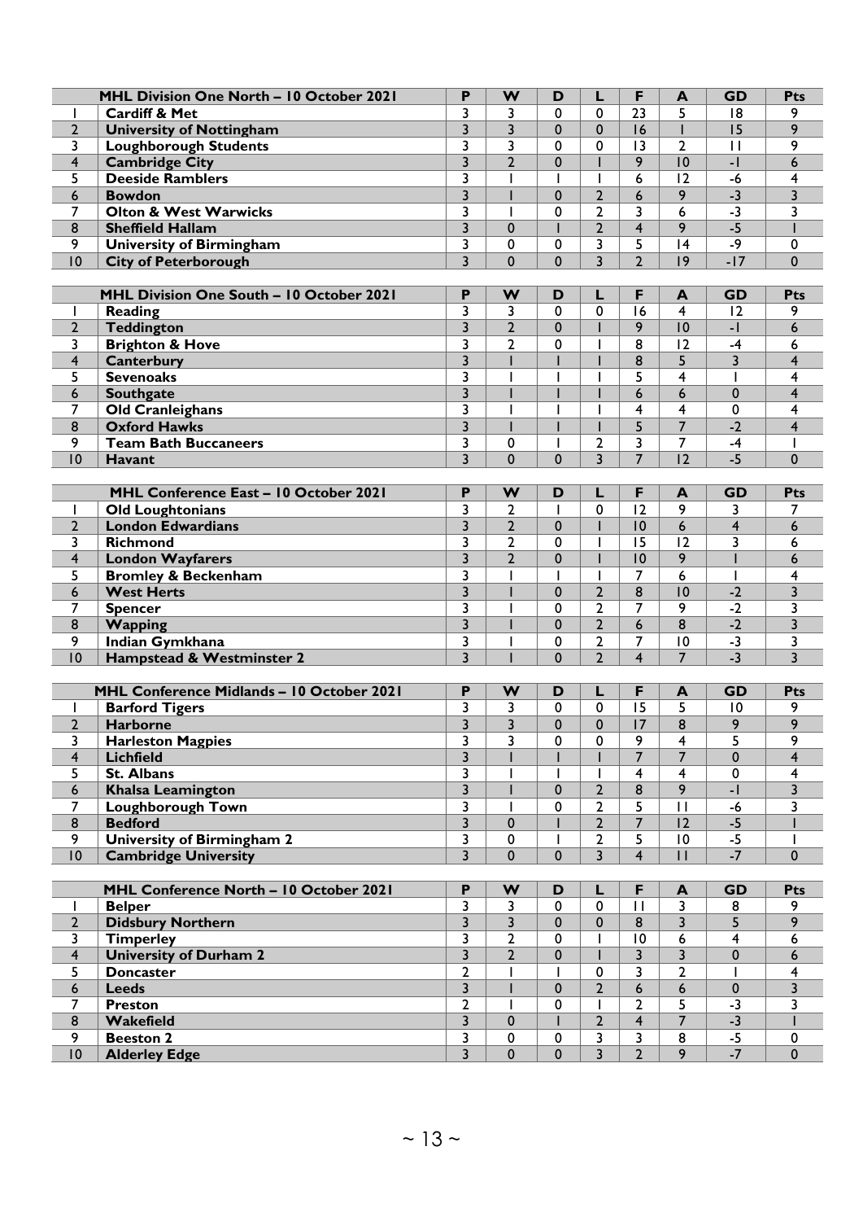| | MHL Division One North – 10 October 2021 | P | W | D | L | F | A | GD | Pts |
|---|---|---|---|---|---|---|---|---|---|
| 1 | **Cardiff & Met** | 3 | 3 | 0 | 0 | 23 | 5 | 18 | 9 |
| 2 | **University of Nottingham** | 3 | 3 | 0 | 0 | 16 | 1 | 15 | 9 |
| 3 | **Loughborough Students** | 3 | 3 | 0 | 0 | 13 | 2 | 11 | 9 |
| 4 | **Cambridge City** | 3 | 2 | 0 | 1 | 9 | 10 | -1 | 6 |
| 5 | **Deeside Ramblers** | 3 | 1 | 1 | 1 | 6 | 12 | -6 | 4 |
| 6 | **Bowdon** | 3 | 1 | 0 | 2 | 6 | 9 | -3 | 3 |
| 7 | **Olton & West Warwicks** | 3 | 1 | 0 | 2 | 3 | 6 | -3 | 3 |
| 8 | **Sheffield Hallam** | 3 | 0 | 1 | 2 | 4 | 9 | -5 | 1 |
| 9 | **University of Birmingham** | 3 | 0 | 0 | 3 | 5 | 14 | -9 | 0 |
| 10 | **City of Peterborough** | 3 | 0 | 0 | 3 | 2 | 19 | -17 | 0 |

| | MHL Division One South – 10 October 2021 | P | W | D | L | F | A | GD | Pts |
|---|---|---|---|---|---|---|---|---|---|
| 1 | **Reading** | 3 | 3 | 0 | 0 | 16 | 4 | 12 | 9 |
| 2 | **Teddington** | 3 | 2 | 0 | 1 | 9 | 10 | -1 | 6 |
| 3 | **Brighton & Hove** | 3 | 2 | 0 | 1 | 8 | 12 | -4 | 6 |
| 4 | **Canterbury** | 3 | 1 | 1 | 1 | 8 | 5 | 3 | 4 |
| 5 | **Sevenoaks** | 3 | 1 | 1 | 1 | 5 | 4 | 1 | 4 |
| 6 | **Southgate** | 3 | 1 | 1 | 1 | 6 | 6 | 0 | 4 |
| 7 | **Old Cranleighans** | 3 | 1 | 1 | 1 | 4 | 4 | 0 | 4 |
| 8 | **Oxford Hawks** | 3 | 1 | 1 | 1 | 5 | 7 | -2 | 4 |
| 9 | **Team Bath Buccaneers** | 3 | 0 | 1 | 2 | 3 | 7 | -4 | 1 |
| 10 | **Havant** | 3 | 0 | 0 | 3 | 7 | 12 | -5 | 0 |

| | MHL Conference East – 10 October 2021 | P | W | D | L | F | A | GD | Pts |
|---|---|---|---|---|---|---|---|---|---|
| 1 | **Old Loughtonians** | 3 | 2 | 1 | 0 | 12 | 9 | 3 | 7 |
| 2 | **London Edwardians** | 3 | 2 | 0 | 1 | 10 | 6 | 4 | 6 |
| 3 | **Richmond** | 3 | 2 | 0 | 1 | 15 | 12 | 3 | 6 |
| 4 | **London Wayfarers** | 3 | 2 | 0 | 1 | 10 | 9 | 1 | 6 |
| 5 | **Bromley & Beckenham** | 3 | 1 | 1 | 1 | 7 | 6 | 1 | 4 |
| 6 | **West Herts** | 3 | 1 | 0 | 2 | 8 | 10 | -2 | 3 |
| 7 | **Spencer** | 3 | 1 | 0 | 2 | 7 | 9 | -2 | 3 |
| 8 | **Wapping** | 3 | 1 | 0 | 2 | 6 | 8 | -2 | 3 |
| 9 | **Indian Gymkhana** | 3 | 1 | 0 | 2 | 7 | 10 | -3 | 3 |
| 10 | **Hampstead & Westminster 2** | 3 | 1 | 0 | 2 | 4 | 7 | -3 | 3 |

| | MHL Conference Midlands – 10 October 2021 | P | W | D | L | F | A | GD | Pts |
|---|---|---|---|---|---|---|---|---|---|
| 1 | **Barford Tigers** | 3 | 3 | 0 | 0 | 15 | 5 | 10 | 9 |
| 2 | **Harborne** | 3 | 3 | 0 | 0 | 17 | 8 | 9 | 9 |
| 3 | **Harleston Magpies** | 3 | 3 | 0 | 0 | 9 | 4 | 5 | 9 |
| 4 | **Lichfield** | 3 | 1 | 1 | 1 | 7 | 7 | 0 | 4 |
| 5 | **St. Albans** | 3 | 1 | 1 | 1 | 4 | 4 | 0 | 4 |
| 6 | **Khalsa Leamington** | 3 | 1 | 0 | 2 | 8 | 9 | -1 | 3 |
| 7 | **Loughborough Town** | 3 | 1 | 0 | 2 | 5 | 11 | -6 | 3 |
| 8 | **Bedford** | 3 | 0 | 1 | 2 | 7 | 12 | -5 | 1 |
| 9 | **University of Birmingham 2** | 3 | 0 | 1 | 2 | 5 | 10 | -5 | 1 |
| 10 | **Cambridge University** | 3 | 0 | 0 | 3 | 4 | 11 | -7 | 0 |

| | MHL Conference North – 10 October 2021 | P | W | D | L | F | A | GD | Pts |
|---|---|---|---|---|---|---|---|---|---|
| 1 | **Belper** | 3 | 3 | 0 | 0 | 11 | 3 | 8 | 9 |
| 2 | **Didsbury Northern** | 3 | 3 | 0 | 0 | 8 | 3 | 5 | 9 |
| 3 | **Timperley** | 3 | 2 | 0 | 1 | 10 | 6 | 4 | 6 |
| 4 | **University of Durham 2** | 3 | 2 | 0 | 1 | 3 | 3 | 0 | 6 |
| 5 | **Doncaster** | 2 | 1 | 1 | 0 | 3 | 2 | 1 | 4 |
| 6 | **Leeds** | 3 | 1 | 0 | 2 | 6 | 6 | 0 | 3 |
| 7 | **Preston** | 2 | 1 | 0 | 1 | 2 | 5 | -3 | 3 |
| 8 | **Wakefield** | 3 | 0 | 1 | 2 | 4 | 7 | -3 | 1 |
| 9 | **Beeston 2** | 3 | 0 | 0 | 3 | 3 | 8 | -5 | 0 |
| 10 | **Alderley Edge** | 3 | 0 | 0 | 3 | 2 | 9 | -7 | 0 |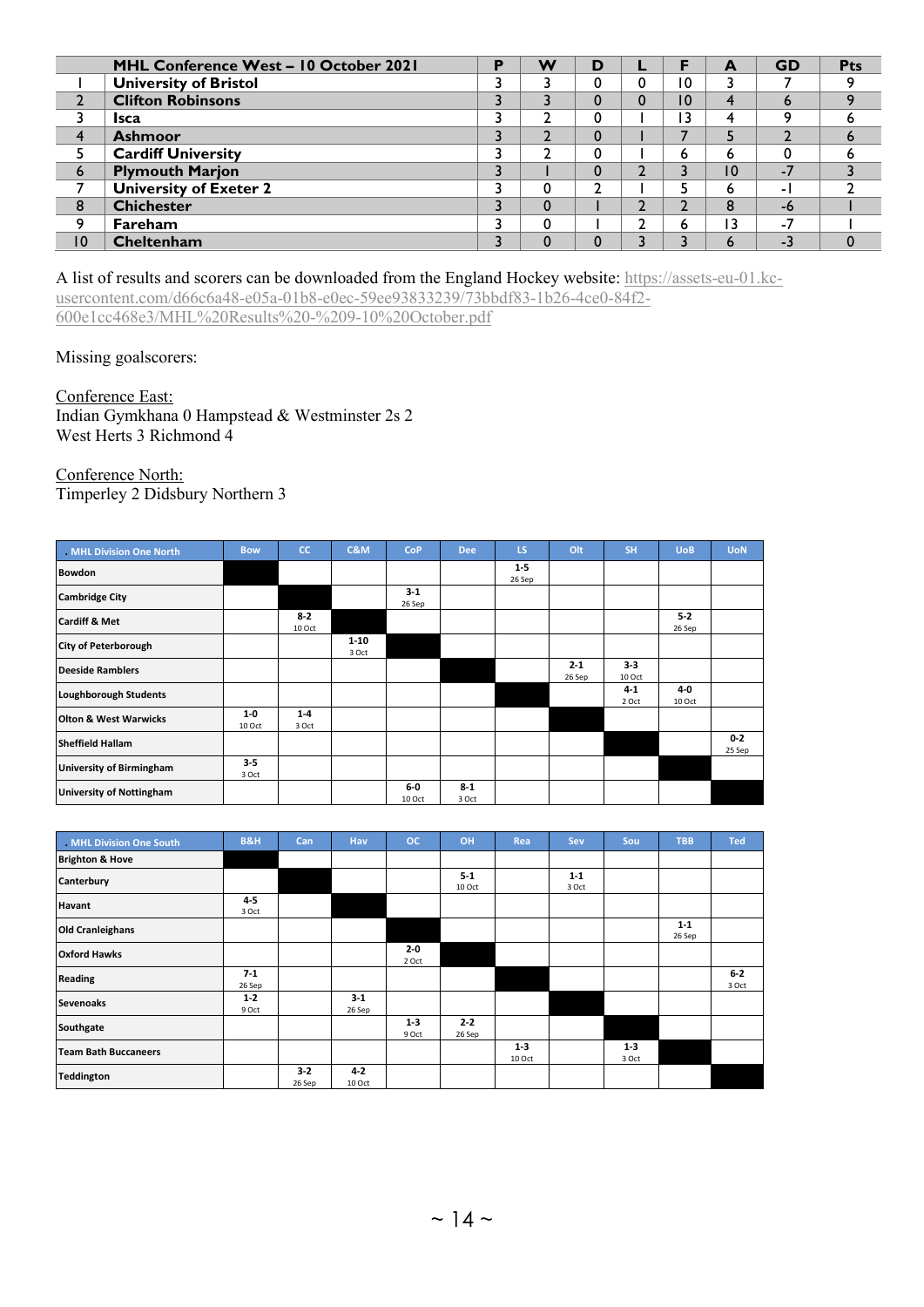| | MHL Conference West – 10 October 2021 | P | W | D | L | F | A | GD | Pts |
|---|---|---|---|---|---|---|---|---|---|
| 1 | University of Bristol | 3 | 3 | 0 | 0 | 10 | 3 | 7 | 9 |
| 2 | Clifton Robinsons | 3 | 3 | 0 | 0 | 10 | 4 | 6 | 9 |
| 3 | Isca | 3 | 2 | 0 | 1 | 13 | 4 | 9 | 6 |
| 4 | Ashmoor | 3 | 2 | 0 | 1 | 7 | 5 | 2 | 6 |
| 5 | Cardiff University | 3 | 2 | 0 | 1 | 6 | 6 | 0 | 6 |
| 6 | Plymouth Marjon | 3 | 1 | 0 | 2 | 3 | 10 | -7 | 3 |
| 7 | University of Exeter 2 | 3 | 0 | 2 | 1 | 5 | 6 | -1 | 2 |
| 8 | Chichester | 3 | 0 | 1 | 2 | 2 | 8 | -6 | 1 |
| 9 | Fareham | 3 | 0 | 1 | 2 | 6 | 13 | -7 | 1 |
| 10 | Cheltenham | 3 | 0 | 0 | 3 | 3 | 6 | -3 | 0 |

A list of results and scorers can be downloaded from the England Hockey website: https://assets-eu-01.kc-usercontent.com/d66c6a48-e05a-01b8-e0ec-59ee93833239/73bbdf83-1b26-4ce0-84f2-600e1cc468e3/MHL%20Results%20-%209-10%20October.pdf

Missing goalscorers:

Conference East:
Indian Gymkhana 0 Hampstead & Westminster 2s 2
West Herts 3 Richmond 4

Conference North:
Timperley 2 Didsbury Northern 3

| MHL Division One North | Bow | CC | C&M | CoP | Dee | LS | Olt | SH | UoB | UoN |
|---|---|---|---|---|---|---|---|---|---|---|
| Bowdon | | | | | | 1-5 26 Sep | | | | |
| Cambridge City | | | | 3-1 26 Sep | | | | | | |
| Cardiff & Met | | 8-2 10 Oct | | | | | | | 5-2 26 Sep | |
| City of Peterborough | | | 1-10 3 Oct | | | | | | | |
| Deeside Ramblers | | | | | | | 2-1 26 Sep | 3-3 10 Oct | | |
| Loughborough Students | | | | | | | | 4-1 2 Oct | 4-0 10 Oct | |
| Olton & West Warwicks | 1-0 10 Oct | 1-4 3 Oct | | | | | | | | |
| Sheffield Hallam | | | | | | | | | | 0-2 25 Sep |
| University of Birmingham | 3-5 3 Oct | | | | | | | | | |
| University of Nottingham | | | | 6-0 10 Oct | 8-1 3 Oct | | | | | |

| MHL Division One South | B&H | Can | Hav | OC | OH | Rea | Sev | Sou | TBB | Ted |
|---|---|---|---|---|---|---|---|---|---|---|
| Brighton & Hove | | | | | | | | | | |
| Canterbury | | | | | 5-1 10 Oct | | 1-1 3 Oct | | | |
| Havant | 4-5 3 Oct | | | | | | | | | |
| Old Cranleighans | | | | | | | | | 1-1 26 Sep | |
| Oxford Hawks | | | | 2-0 2 Oct | | | | | | |
| Reading | 7-1 26 Sep | | | | | | | | | 6-2 3 Oct |
| Sevenoaks | 1-2 9 Oct | | 3-1 26 Sep | | | | | | | |
| Southgate | | | | 1-3 9 Oct | 2-2 26 Sep | | | | | |
| Team Bath Buccaneers | | | | | | 1-3 10 Oct | | 1-3 3 Oct | | |
| Teddington | | 3-2 26 Sep | 4-2 10 Oct | | | | | | | |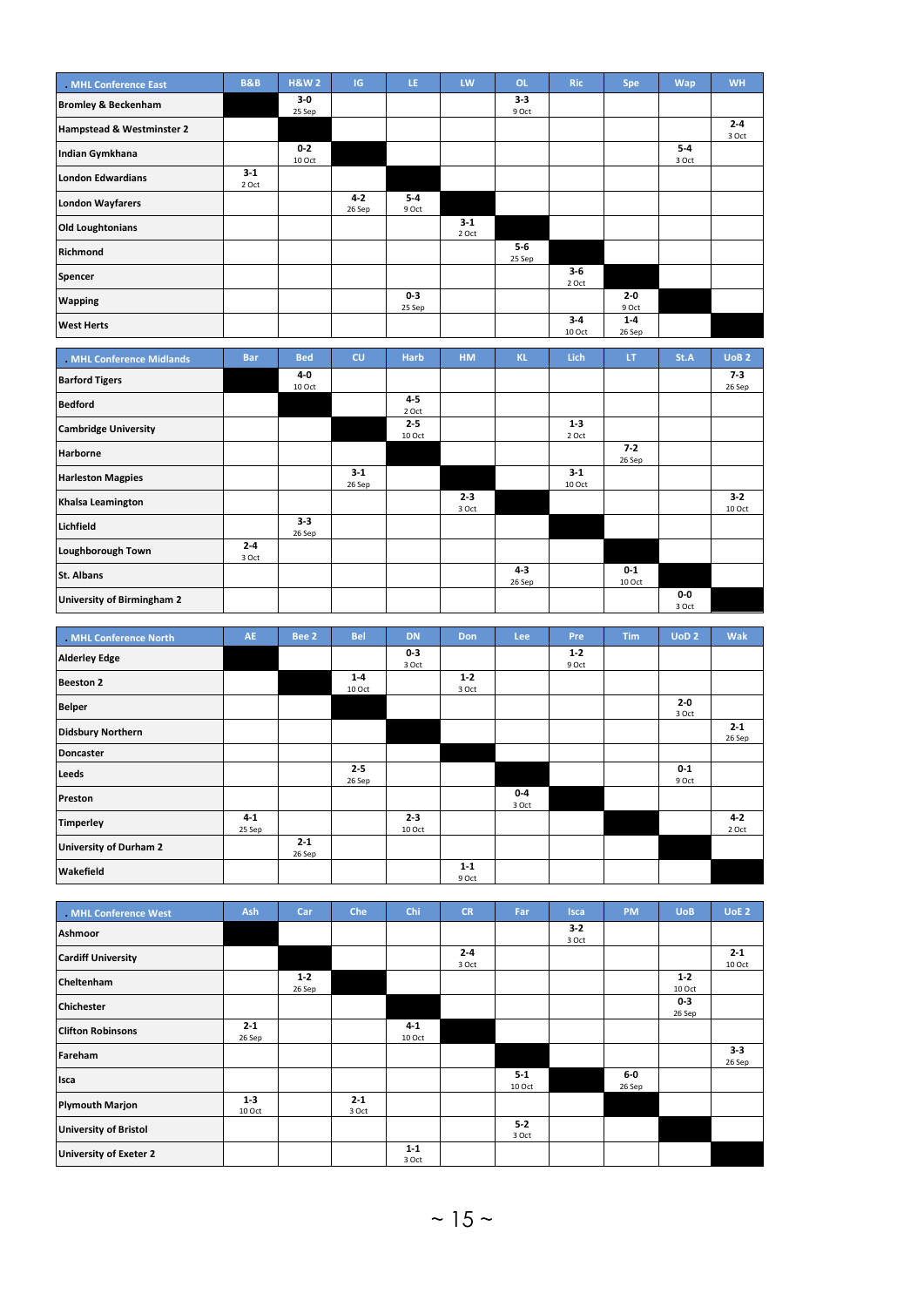| MHL Conference East | B&B | H&W 2 | IG | LE | LW | OL | Ric | Spe | Wap | WH |
|---|---|---|---|---|---|---|---|---|---|---|
| Bromley & Beckenham | | 3-0 25 Sep | | | | 3-3 9 Oct | | | | |
| Hampstead & Westminster 2 | | | | | | | | | | 2-4 3 Oct |
| Indian Gymkhana | | 0-2 10 Oct | | | | | | | 5-4 3 Oct | |
| London Edwardians | 3-1 2 Oct | | | | | | | | | |
| London Wayfarers | | | 4-2 26 Sep | 5-4 9 Oct | | | | | | |
| Old Loughtonians | | | | | 3-1 2 Oct | | | | | |
| Richmond | | | | | | 5-6 25 Sep | | | | |
| Spencer | | | | | | | 3-6 2 Oct | | | |
| Wapping | | | | 0-3 25 Sep | | | | 2-0 9 Oct | | |
| West Herts | | | | | | | 3-4 10 Oct | 1-4 26 Sep | | |

| MHL Conference Midlands | Bar | Bed | CU | Harb | HM | KL | Lich | LT | St.A | UoB 2 |
|---|---|---|---|---|---|---|---|---|---|---|
| Barford Tigers | | 4-0 10 Oct | | | | | | | | 7-3 26 Sep |
| Bedford | | | | 4-5 2 Oct | | | | | | |
| Cambridge University | | | | 2-5 10 Oct | | | 1-3 2 Oct | | | |
| Harborne | | | | | | | | 7-2 26 Sep | | |
| Harleston Magpies | | | 3-1 26 Sep | | | | 3-1 10 Oct | | | |
| Khalsa Leamington | | | | | 2-3 3 Oct | | | | | 3-2 10 Oct |
| Lichfield | | 3-3 26 Sep | | | | | | | | |
| Loughborough Town | 2-4 3 Oct | | | | | | | | | |
| St. Albans | | | | | | 4-3 26 Sep | | 0-1 10 Oct | | |
| University of Birmingham 2 | | | | | | | | | 0-0 3 Oct | |

| MHL Conference North | AE | Bee 2 | Bel | DN | Don | Lee | Pre | Tim | UoD 2 | Wak |
|---|---|---|---|---|---|---|---|---|---|---|
| Alderley Edge | | | | 0-3 3 Oct | | | 1-2 9 Oct | | | |
| Beeston 2 | | | 1-4 10 Oct | | 1-2 3 Oct | | | | | |
| Belper | | | | | | | | | 2-0 3 Oct | |
| Didsbury Northern | | | | | | | | | | 2-1 26 Sep |
| Doncaster | | | | | | | | | | |
| Leeds | | | 2-5 26 Sep | | | | | | 0-1 9 Oct | |
| Preston | | | | | | 0-4 3 Oct | | | | |
| Timperley | 4-1 25 Sep | | | 2-3 10 Oct | | | | | | 4-2 2 Oct |
| University of Durham 2 | | 2-1 26 Sep | | | | | | | | |
| Wakefield | | | | | 1-1 9 Oct | | | | | |

| MHL Conference West | Ash | Car | Che | Chi | CR | Far | Isca | PM | UoB | UoE 2 |
|---|---|---|---|---|---|---|---|---|---|---|
| Ashmoor | | | | | | | 3-2 3 Oct | | | |
| Cardiff University | | | | | 2-4 3 Oct | | | | | 2-1 10 Oct |
| Cheltenham | | 1-2 26 Sep | | | | | | | 1-2 10 Oct | |
| Chichester | | | | | | | | | 0-3 26 Sep | |
| Clifton Robinsons | 2-1 26 Sep | | | 4-1 10 Oct | | | | | | |
| Fareham | | | | | | | | | | 3-3 26 Sep |
| Isca | | | | | | 5-1 10 Oct | | 6-0 26 Sep | | |
| Plymouth Marjon | 1-3 10 Oct | | 2-1 3 Oct | | | | | | | |
| University of Bristol | | | | | | 5-2 3 Oct | | | | |
| University of Exeter 2 | | | | 1-1 3 Oct | | | | | | |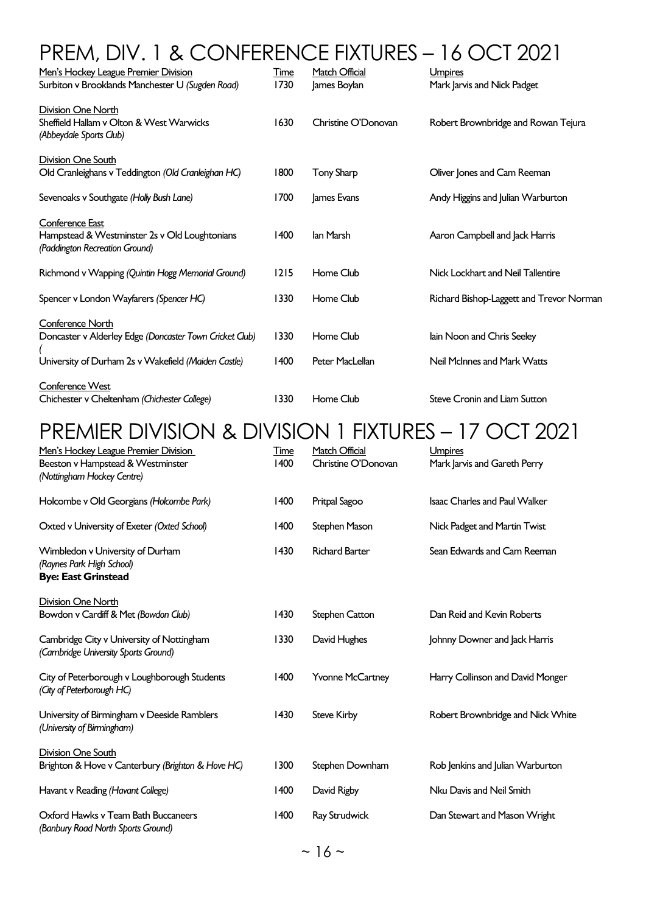# PREM, DIV. 1 & CONFERENCE FIXTURES – 16 OCT 2021

| Men's Hockey League Premier Division | Time | Match Official | Umpires |
|---|---|---|---|
| Surbiton v Brooklands Manchester U *(Sugden Road)* | 1730 | James Boylan | Mark Jarvis and Nick Padget |
| **Division One North** | | | |
| Sheffield Hallam v Olton & West Warwicks *(Abbeydale Sports Club)* | 1630 | Christine O'Donovan | Robert Brownbridge and Rowan Tejura |
| **Division One South** | | | |
| Old Cranleighans v Teddington *(Old Cranleighan HC)* | 1800 | Tony Sharp | Oliver Jones and Cam Reeman |
| Sevenoaks v Southgate *(Holly Bush Lane)* | 1700 | James Evans | Andy Higgins and Julian Warburton |
| **Conference East** | | | |
| Hampstead & Westminster 2s v Old Loughtonians *(Paddington Recreation Ground)* | 1400 | Ian Marsh | Aaron Campbell and Jack Harris |
| Richmond v Wapping *(Quintin Hogg Memorial Ground)* | 1215 | Home Club | Nick Lockhart and Neil Tallentire |
| Spencer v London Wayfarers *(Spencer HC)* | 1330 | Home Club | Richard Bishop-Laggett and Trevor Norman |
| **Conference North** | | | |
| Doncaster v Alderley Edge *(Doncaster Town Cricket Club)* | 1330 | Home Club | Iain Noon and Chris Seeley |
| ( | | | |
| University of Durham 2s v Wakefield *(Maiden Castle)* | 1400 | Peter MacLellan | Neil McInnes and Mark Watts |
| **Conference West** | | | |
| Chichester v Cheltenham *(Chichester College)* | 1330 | Home Club | Steve Cronin and Liam Sutton |

# PREMIER DIVISION & DIVISION 1 FIXTURES – 17 OCT 2021

| Men's Hockey League Premier Division | Time | Match Official | Umpires |
|---|---|---|---|
| Beeston v Hampstead & Westminster *(Nottingham Hockey Centre)* | 1400 | Christine O'Donovan | Mark Jarvis and Gareth Perry |
| Holcombe v Old Georgians *(Holcombe Park)* | 1400 | Pritpal Sagoo | Isaac Charles and Paul Walker |
| Oxted v University of Exeter *(Oxted School)* | 1400 | Stephen Mason | Nick Padget and Martin Twist |
| Wimbledon v University of Durham *(Raynes Park High School)* | 1430 | Richard Barter | Sean Edwards and Cam Reeman |
| **Bye: East Grinstead** | | | |
| **Division One North** | | | |
| Bowdon v Cardiff & Met *(Bowdon Club)* | 1430 | Stephen Catton | Dan Reid and Kevin Roberts |
| Cambridge City v University of Nottingham *(Cambridge University Sports Ground)* | 1330 | David Hughes | Johnny Downer and Jack Harris |
| City of Peterborough v Loughborough Students *(City of Peterborough HC)* | 1400 | Yvonne McCartney | Harry Collinson and David Monger |
| University of Birmingham v Deeside Ramblers *(University of Birmingham)* | 1430 | Steve Kirby | Robert Brownbridge and Nick White |
| **Division One South** | | | |
| Brighton & Hove v Canterbury *(Brighton & Hove HC)* | 1300 | Stephen Downham | Rob Jenkins and Julian Warburton |
| Havant v Reading *(Havant College)* | 1400 | David Rigby | Nku Davis and Neil Smith |
| Oxford Hawks v Team Bath Buccaneers *(Banbury Road North Sports Ground)* | 1400 | Ray Strudwick | Dan Stewart and Mason Wright |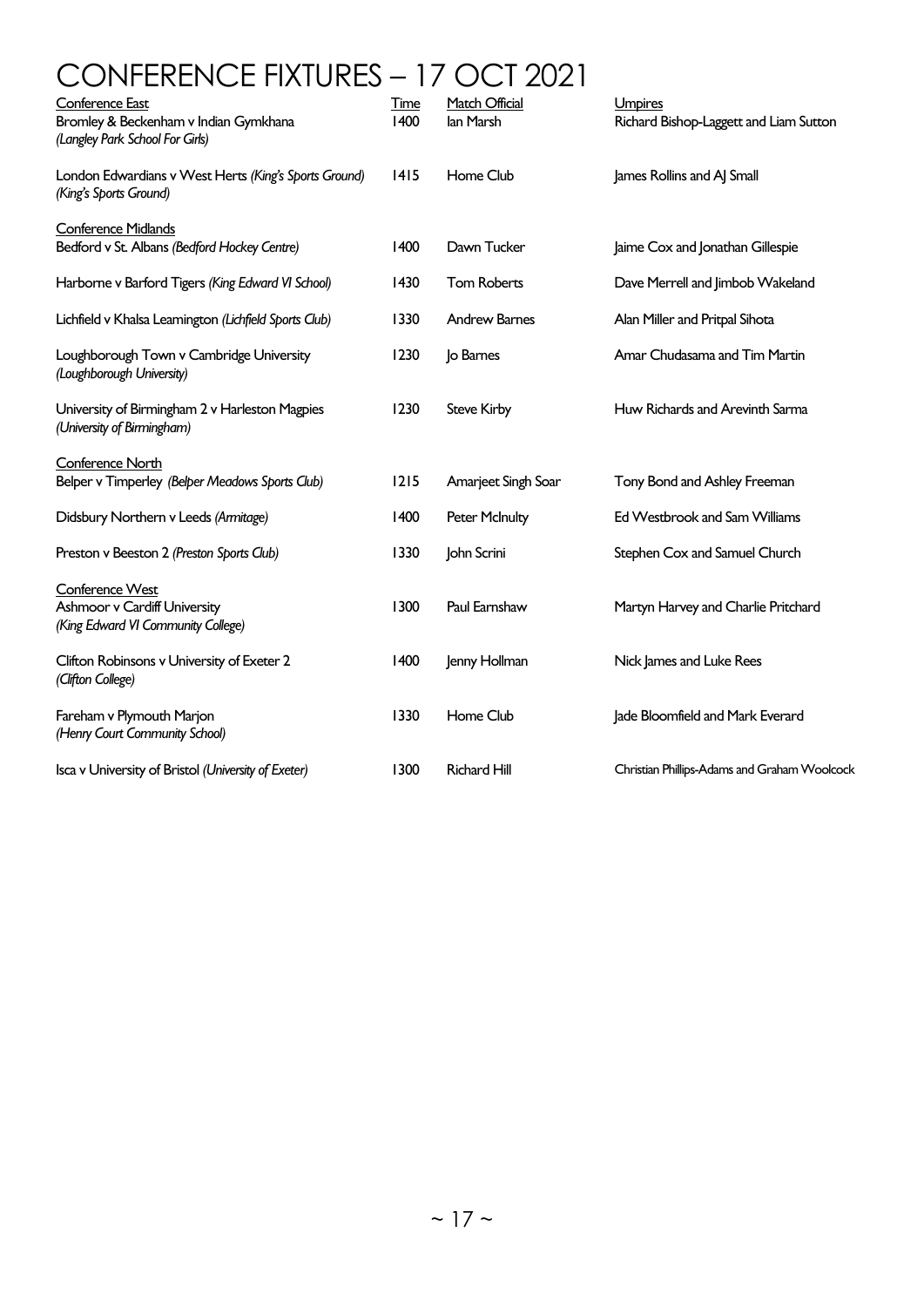# CONFERENCE FIXTURES – 17 OCT 2021

| Conference East | Time | Match Official | Umpires |
|---|---|---|---|
| Bromley & Beckenham v Indian Gymkhana *(Langley Park School For Girls)* | 1400 | Ian Marsh | Richard Bishop-Laggett and Liam Sutton |
| London Edwardians v West Herts *(King's Sports Ground)* *(King's Sports Ground)* | 1415 | Home Club | James Rollins and AJ Small |
| **Conference Midlands** | | | |
| Bedford v St. Albans *(Bedford Hockey Centre)* | 1400 | Dawn Tucker | Jaime Cox and Jonathan Gillespie |
| Harborne v Barford Tigers *(King Edward VI School)* | 1430 | Tom Roberts | Dave Merrell and Jimbob Wakeland |
| Lichfield v Khalsa Leamington *(Lichfield Sports Club)* | 1330 | Andrew Barnes | Alan Miller and Pritpal Sihota |
| Loughborough Town v Cambridge University *(Loughborough University)* | 1230 | Jo Barnes | Amar Chudasama and Tim Martin |
| University of Birmingham 2 v Harleston Magpies *(University of Birmingham)* | 1230 | Steve Kirby | Huw Richards and Arevinth Sarma |
| **Conference North** | | | |
| Belper v Timperley *(Belper Meadows Sports Club)* | 1215 | Amarjeet Singh Soar | Tony Bond and Ashley Freeman |
| Didsbury Northern v Leeds *(Armitage)* | 1400 | Peter McInulty | Ed Westbrook and Sam Williams |
| Preston v Beeston 2 *(Preston Sports Club)* | 1330 | John Scrini | Stephen Cox and Samuel Church |
| **Conference West** | | | |
| Ashmoor v Cardiff University *(King Edward VI Community College)* | 1300 | Paul Earnshaw | Martyn Harvey and Charlie Pritchard |
| Clifton Robinsons v University of Exeter 2 *(Clifton College)* | 1400 | Jenny Hollman | Nick James and Luke Rees |
| Fareham v Plymouth Marjon *(Henry Court Community School)* | 1330 | Home Club | Jade Bloomfield and Mark Everard |
| Isca v University of Bristol *(University of Exeter)* | 1300 | Richard Hill | Christian Phillips-Adams and Graham Woolcock |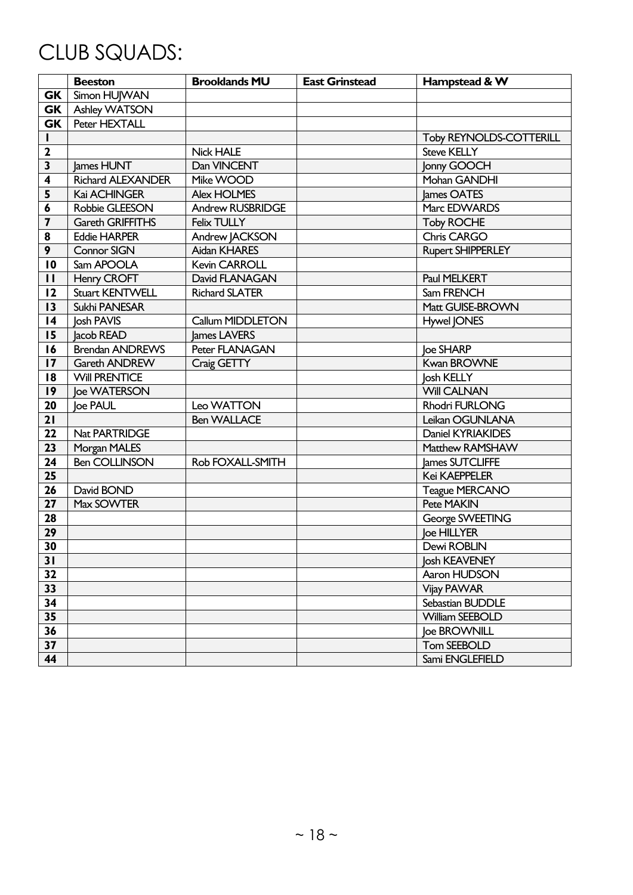# CLUB SQUADS:

| | Beeston | Brooklands MU | East Grinstead | Hampstead & W |
|---|---|---|---|---|
| GK | Simon HUJWAN | | | |
| GK | Ashley WATSON | | | |
| GK | Peter HEXTALL | | | |
| 1 | | | | Toby REYNOLDS-COTTERILL |
| 2 | | Nick HALE | | Steve KELLY |
| 3 | James HUNT | Dan VINCENT | | Jonny GOOCH |
| 4 | Richard ALEXANDER | Mike WOOD | | Mohan GANDHI |
| 5 | Kai ACHINGER | Alex HOLMES | | James OATES |
| 6 | Robbie GLEESON | Andrew RUSBRIDGE | | Marc EDWARDS |
| 7 | Gareth GRIFFITHS | Felix TULLY | | Toby ROCHE |
| 8 | Eddie HARPER | Andrew JACKSON | | Chris CARGO |
| 9 | Connor SIGN | Aidan KHARES | | Rupert SHIPPERLEY |
| 10 | Sam APOOLA | Kevin CARROLL | | |
| 11 | Henry CROFT | David FLANAGAN | | Paul MELKERT |
| 12 | Stuart KENTWELL | Richard SLATER | | Sam FRENCH |
| 13 | Sukhi PANESAR | | | Matt GUISE-BROWN |
| 14 | Josh PAVIS | Callum MIDDLETON | | Hywel JONES |
| 15 | Jacob READ | James LAVERS | | |
| 16 | Brendan ANDREWS | Peter FLANAGAN | | Joe SHARP |
| 17 | Gareth ANDREW | Craig GETTY | | Kwan BROWNE |
| 18 | Will PRENTICE | | | Josh KELLY |
| 19 | Joe WATERSON | | | Will CALNAN |
| 20 | Joe PAUL | Leo WATTON | | Rhodri FURLONG |
| 21 | | Ben WALLACE | | Leikan OGUNLANA |
| 22 | Nat PARTRIDGE | | | Daniel KYRIAKIDES |
| 23 | Morgan MALES | | | Matthew RAMSHAW |
| 24 | Ben COLLINSON | Rob FOXALL-SMITH | | James SUTCLIFFE |
| 25 | | | | Kei KAEPPELER |
| 26 | David BOND | | | Teague MERCANO |
| 27 | Max SOWTER | | | Pete MAKIN |
| 28 | | | | George SWEETING |
| 29 | | | | Joe HILLYER |
| 30 | | | | Dewi ROBLIN |
| 31 | | | | Josh KEAVENEY |
| 32 | | | | Aaron HUDSON |
| 33 | | | | Vijay PAWAR |
| 34 | | | | Sebastian BUDDLE |
| 35 | | | | William SEEBOLD |
| 36 | | | | Joe BROWNILL |
| 37 | | | | Tom SEEBOLD |
| 44 | | | | Sami ENGLEFIELD |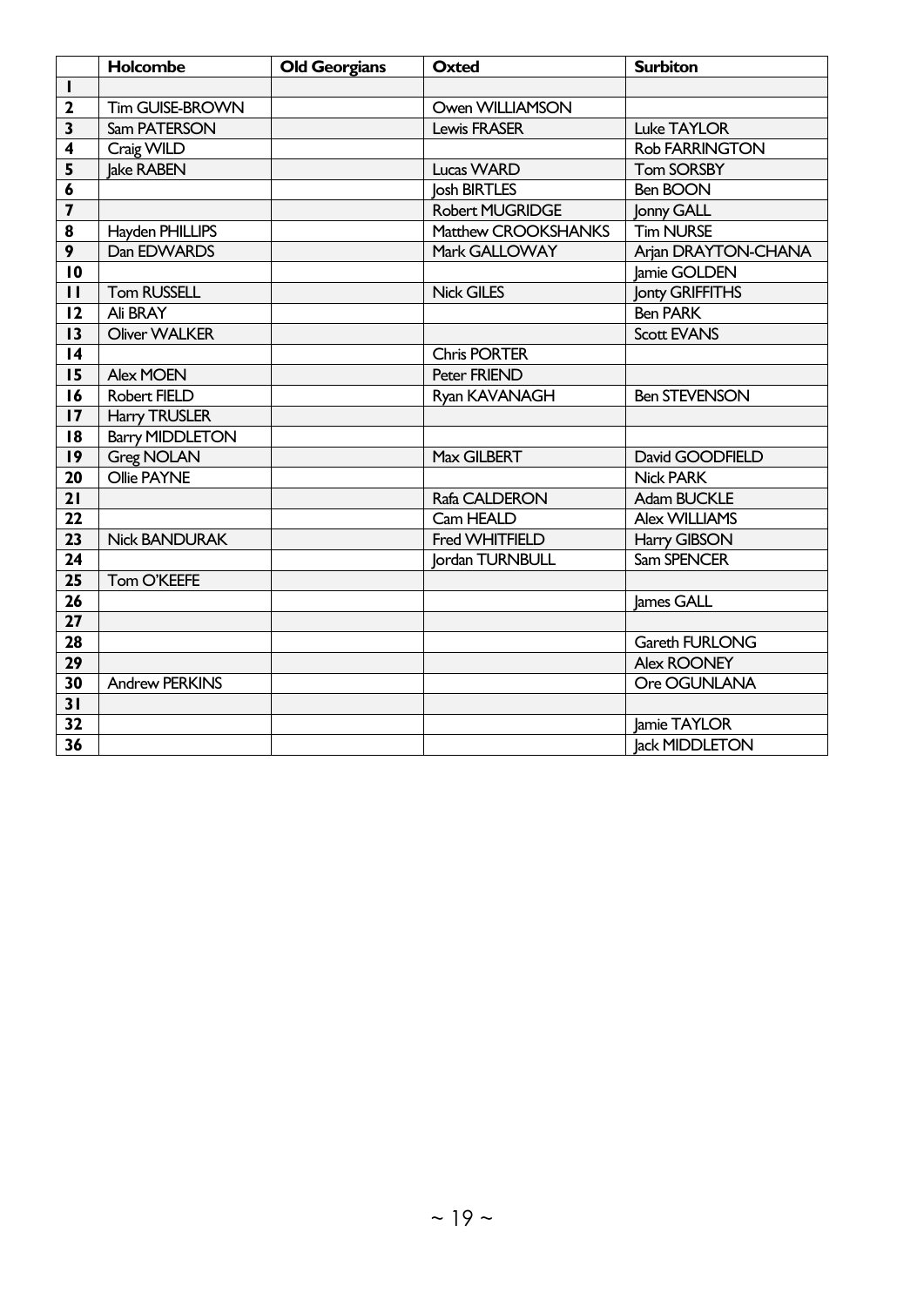| | Holcombe | Old Georgians | Oxted | Surbiton |
|---|---|---|---|---|
| 1 | | | | |
| 2 | Tim GUISE-BROWN | | Owen WILLIAMSON | |
| 3 | Sam PATERSON | | Lewis FRASER | Luke TAYLOR |
| 4 | Craig WILD | | | Rob FARRINGTON |
| 5 | Jake RABEN | | Lucas WARD | Tom SORSBY |
| 6 | | | Josh BIRTLES | Ben BOON |
| 7 | | | Robert MUGRIDGE | Jonny GALL |
| 8 | Hayden PHILLIPS | | Matthew CROOKSHANKS | Tim NURSE |
| 9 | Dan EDWARDS | | Mark GALLOWAY | Arjan DRAYTON-CHANA |
| 10 | | | | Jamie GOLDEN |
| 11 | Tom RUSSELL | | Nick GILES | Jonty GRIFFITHS |
| 12 | Ali BRAY | | | Ben PARK |
| 13 | Oliver WALKER | | | Scott EVANS |
| 14 | | | Chris PORTER | |
| 15 | Alex MOEN | | Peter FRIEND | |
| 16 | Robert FIELD | | Ryan KAVANAGH | Ben STEVENSON |
| 17 | Harry TRUSLER | | | |
| 18 | Barry MIDDLETON | | | |
| 19 | Greg NOLAN | | Max GILBERT | David GOODFIELD |
| 20 | Ollie PAYNE | | | Nick PARK |
| 21 | | | Rafa CALDERON | Adam BUCKLE |
| 22 | | | Cam HEALD | Alex WILLIAMS |
| 23 | Nick BANDURAK | | Fred WHITFIELD | Harry GIBSON |
| 24 | | | Jordan TURNBULL | Sam SPENCER |
| 25 | Tom O'KEEFE | | | |
| 26 | | | | James GALL |
| 27 | | | | |
| 28 | | | | Gareth FURLONG |
| 29 | | | | Alex ROONEY |
| 30 | Andrew PERKINS | | | Ore OGUNLANA |
| 31 | | | | |
| 32 | | | | Jamie TAYLOR |
| 36 | | | | Jack MIDDLETON |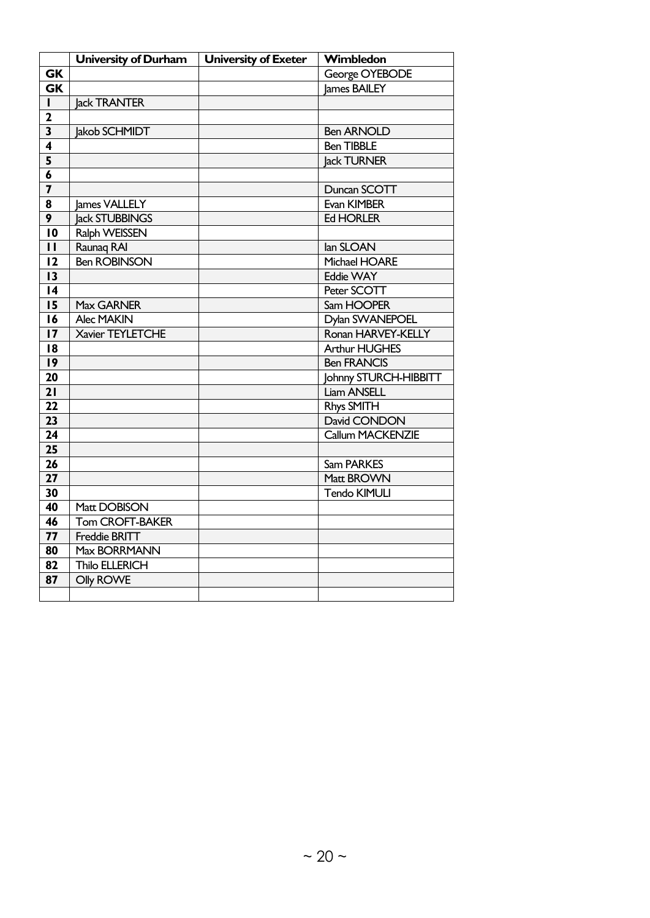| | University of Durham | University of Exeter | Wimbledon |
|---|---|---|---|
| GK | | | George OYEBODE |
| GK | | | James BAILEY |
| 1 | Jack TRANTER | | |
| 2 | | | |
| 3 | Jakob SCHMIDT | | Ben ARNOLD |
| 4 | | | Ben TIBBLE |
| 5 | | | Jack TURNER |
| 6 | | | |
| 7 | | | Duncan SCOTT |
| 8 | James VALLELY | | Evan KIMBER |
| 9 | Jack STUBBINGS | | Ed HORLER |
| 10 | Ralph WEISSEN | | |
| 11 | Raunaq RAI | | Ian SLOAN |
| 12 | Ben ROBINSON | | Michael HOARE |
| 13 | | | Eddie WAY |
| 14 | | | Peter SCOTT |
| 15 | Max GARNER | | Sam HOOPER |
| 16 | Alec MAKIN | | Dylan SWANEPOEL |
| 17 | Xavier TEYLETCHE | | Ronan HARVEY-KELLY |
| 18 | | | Arthur HUGHES |
| 19 | | | Ben FRANCIS |
| 20 | | | Johnny STURCH-HIBBITT |
| 21 | | | Liam ANSELL |
| 22 | | | Rhys SMITH |
| 23 | | | David CONDON |
| 24 | | | Callum MACKENZIE |
| 25 | | | |
| 26 | | | Sam PARKES |
| 27 | | | Matt BROWN |
| 30 | | | Tendo KIMULI |
| 40 | Matt DOBISON | | |
| 46 | Tom CROFT-BAKER | | |
| 77 | Freddie BRITT | | |
| 80 | Max BORRMANN | | |
| 82 | Thilo ELLERICH | | |
| 87 | Olly ROWE | | |
| | | | |